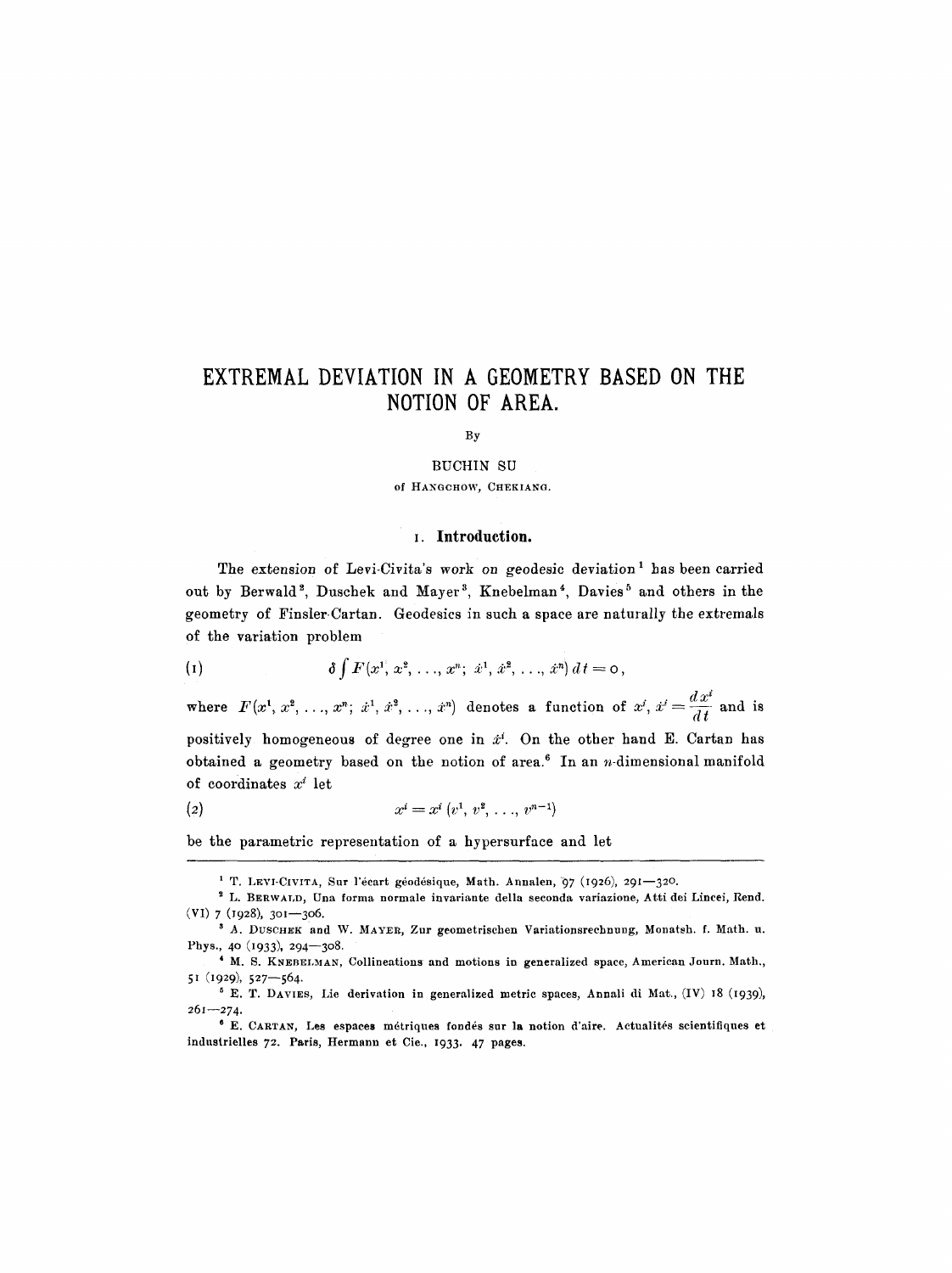# EXTREMAL DEVIATION IN A GEOMETRY BASED ON THE NOTION OF AREA.

By

BUCHIN SU

of HANGCHOW, CHEKIANG.

## 1. Introduction.

The extension of Levi-Civita's work on geodesic deviation[1] has been carried out by Berwald[2], Duschek and Mayer[3], Knebelman[4], Davies[5] and others in the geometry of Finsler-Cartan. Geodesics in such a space are naturally the extremals of the variation problem

$$\delta \int F(x^1, x^2, \ldots, x^n;\ \dot{x}^1, \dot{x}^2, \ldots, \dot{x}^n)\, dt = 0, \tag{1}$$

where $F(x^1, x^2, \ldots, x^n;\ \dot{x}^1, \dot{x}^2, \ldots, \dot{x}^n)$ denotes a function of $x^i$, $\dot{x}^i = \frac{dx^i}{dt}$ and is positively homogeneous of degree one in $\dot{x}^i$. On the other hand E. Cartan has obtained a geometry based on the notion of area.[6] In an $n$-dimensional manifold of coordinates $x^i$ let

$$x^i = x^i(v^1, v^2, \ldots, v^{n-1}) \tag{2}$$

be the parametric representation of a hypersurface and let

---

[1] T. LEVI-CIVITA, Sur l'écart géodésique, Math. Annalen, 97 (1926), 291—320.

[2] L. BERWALD, Una forma normale invariante della seconda variazione, Atti dei Lincei, Rend. (VI) 7 (1928), 301—306.

[3] A. DUSCHEK and W. MAYER, Zur geometrischen Variationsrechnung, Monatsh. f. Math. u. Phys., 40 (1933), 294—308.

[4] M. S. KNEBELMAN, Collineations and motions in generalized space, American Journ. Math., 51 (1929), 527—564.

[5] E. T. DAVIES, Lie derivation in generalized metric spaces, Annali di Mat., (IV) 18 (1939), 261—274.

[6] E. CARTAN, Les espaces métriques fondés sur la notion d'aire. Actualités scientifiques et industrielles 72. Paris, Hermann et Cie., 1933. 47 pages.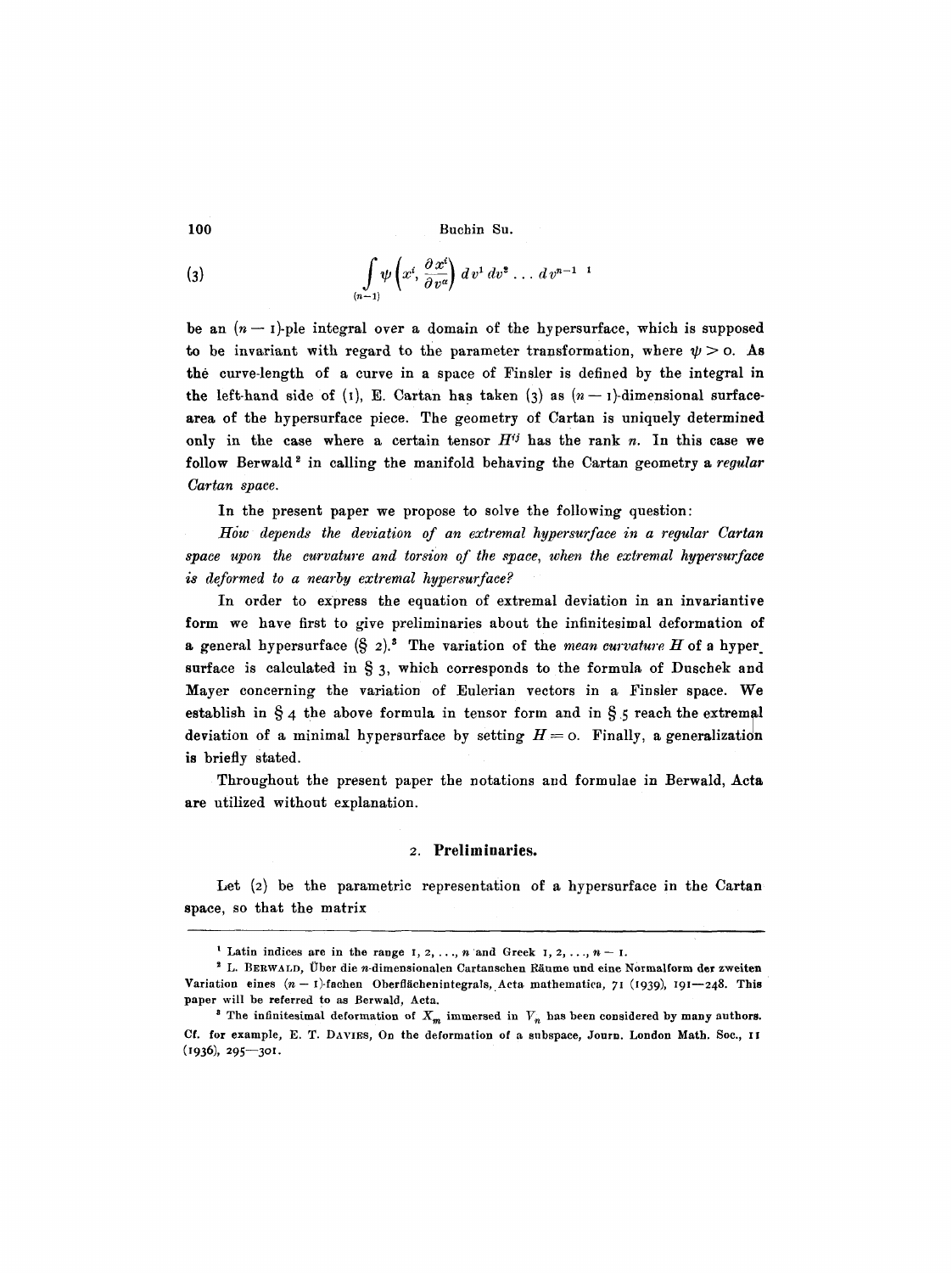$$\int_{(n-1)} \psi\left(x^i, \frac{\partial x^i}{\partial v^\alpha}\right) dv^1 dv^2 \ldots dv^{n-1} \quad (3)$$

[1]

be an $(n-1)$-ple integral over a domain of the hypersurface, which is supposed to be invariant with regard to the parameter transformation, where $\psi > 0$. As the curve-length of a curve in a space of Finsler is defined by the integral in the left-hand side of (1), E. Cartan has taken (3) as $(n-1)$-dimensional surface-area of the hypersurface piece. The geometry of Cartan is uniquely determined only in the case where a certain tensor $H^{ij}$ has the rank $n$. In this case we follow Berwald[2] in calling the manifold behaving the Cartan geometry a *regular Cartan space.*

In the present paper we propose to solve the following question:

*How depends the deviation of an extremal hypersurface in a regular Cartan space upon the curvature and torsion of the space, when the extremal hypersurface is deformed to a nearby extremal hypersurface?*

In order to express the equation of extremal deviation in an invariantive form we have first to give preliminaries about the infinitesimal deformation of a general hypersurface (§ 2).[3] The variation of the *mean curvature H* of a hypersurface is calculated in § 3, which corresponds to the formula of Duschek and Mayer concerning the variation of Eulerian vectors in a Finsler space. We establish in § 4 the above formula in tensor form and in § 5 reach the extremal deviation of a minimal hypersurface by setting $H = 0$. Finally, a generalization is briefly stated.

Throughout the present paper the notations and formulae in Berwald, Acta are utilized without explanation.

## 2. Preliminaries.

Let (2) be the parametric representation of a hypersurface in the Cartan space, so that the matrix

---

[1] Latin indices are in the range $1, 2, \ldots, n$ and Greek $1, 2, \ldots, n-1$.

[2] L. Berwald, Über die $n$-dimensionalen Cartanschen Räume und eine Normalform der zweiten Variation eines $(n-1)$-fachen Oberflächenintegrals, Acta mathematica, 71 (1939), 191—248. This paper will be referred to as Berwald, Acta.

[3] The infinitesimal deformation of $X_m$ immersed in $V_n$ has been considered by many authors. Cf. for example, E. T. Davies, On the deformation of a subspace, Journ. London Math. Soc., 11 (1936), 295—301.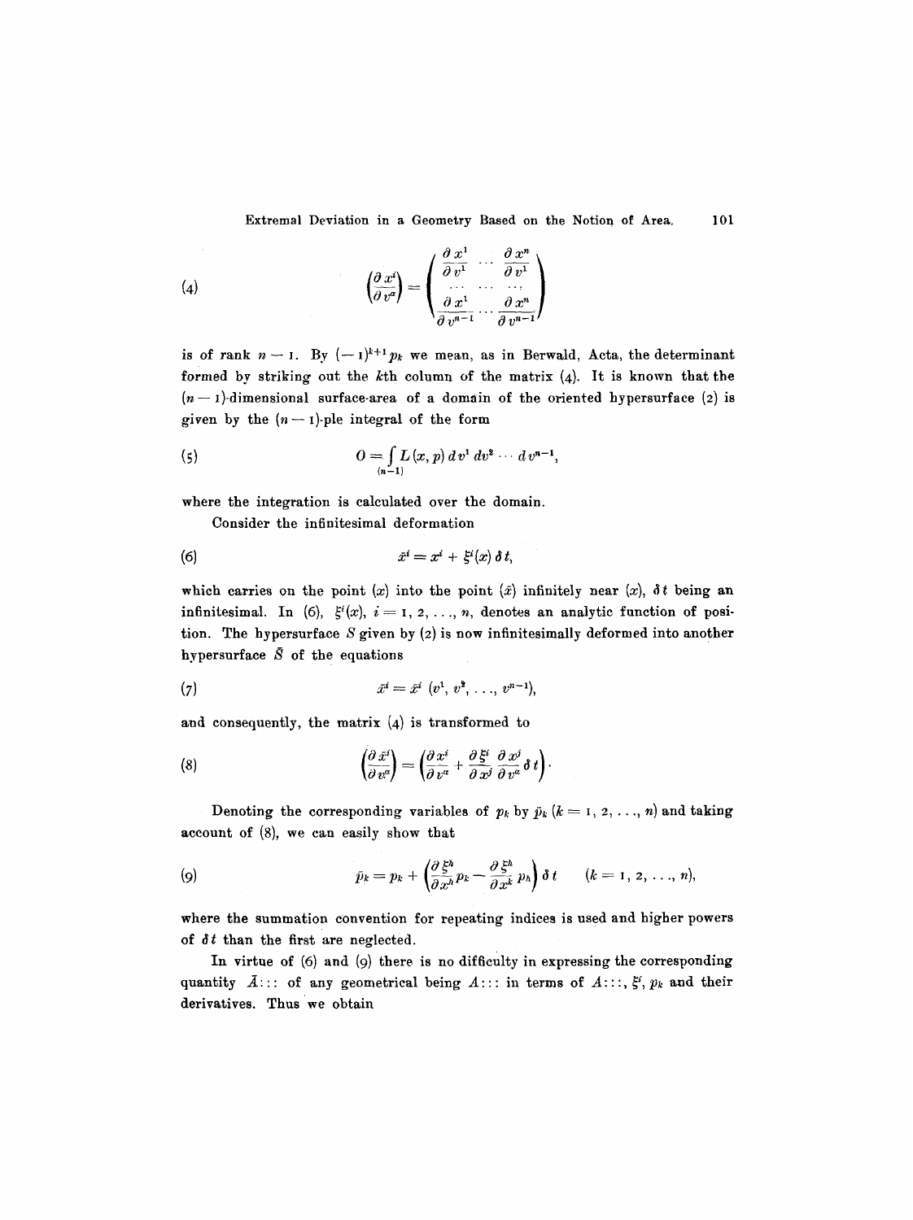$$
(4) \qquad \left(\frac{\partial x^i}{\partial v^\alpha}\right) = \begin{pmatrix} \frac{\partial x^1}{\partial v^1} & \cdots & \frac{\partial x^n}{\partial v^1} \\ \cdots & \cdots & \cdots \\ \frac{\partial x^1}{\partial v^{n-1}} & \cdots & \frac{\partial x^n}{\partial v^{n-1}} \end{pmatrix}
$$

is of rank $n - 1$. By $(-1)^{k+1} p_k$ we mean, as in Berwald, Acta, the determinant formed by striking out the $k$th column of the matrix (4). It is known that the $(n-1)$-dimensional surface-area of a domain of the oriented hypersurface (2) is given by the $(n-1)$-ple integral of the form

$$
(5) \qquad O = \int_{(n-1)} L(x, p)\, d v^1\, d v^2 \cdots d v^{n-1},
$$

where the integration is calculated over the domain.

Consider the infinitesimal deformation

$$
(6) \qquad \bar{x}^i = x^i + \xi^i(x)\, \delta t,
$$

which carries on the point $(x)$ into the point $(\bar{x})$ infinitely near $(x)$, $\delta t$ being an infinitesimal. In (6), $\xi^i(x)$, $i = 1, 2, \ldots, n$, denotes an analytic function of position. The hypersurface $S$ given by (2) is now infinitesimally deformed into another hypersurface $\bar{S}$ of the equations

$$
(7) \qquad \bar{x}^i = \bar{x}^i\,(v^1, v^2, \ldots, v^{n-1}),
$$

and consequently, the matrix (4) is transformed to

$$
(8) \qquad \left(\frac{\partial \bar{x}^i}{\partial v^\alpha}\right) = \left(\frac{\partial x^i}{\partial v^\alpha} + \frac{\partial \xi^i}{\partial x^j} \frac{\partial x^j}{\partial v^\alpha} \delta t\right).
$$

Denoting the corresponding variables of $p_k$ by $\bar{p}_k$ $(k = 1, 2, \ldots, n)$ and taking account of (8), we can easily show that

$$
(9) \qquad \bar{p}_k = p_k + \left(\frac{\partial \xi^h}{\partial x^h} p_k - \frac{\partial \xi^h}{\partial x^k} p_h\right) \delta t \qquad (k = 1, 2, \ldots, n),
$$

where the summation convention for repeating indices is used and higher powers of $\delta t$ than the first are neglected.

In virtue of (6) and (9) there is no difficulty in expressing the corresponding quantity $\bar{A}:::$ of any geometrical being $A:::$ in terms of $A:::$, $\xi^i$, $p_k$ and their derivatives. Thus we obtain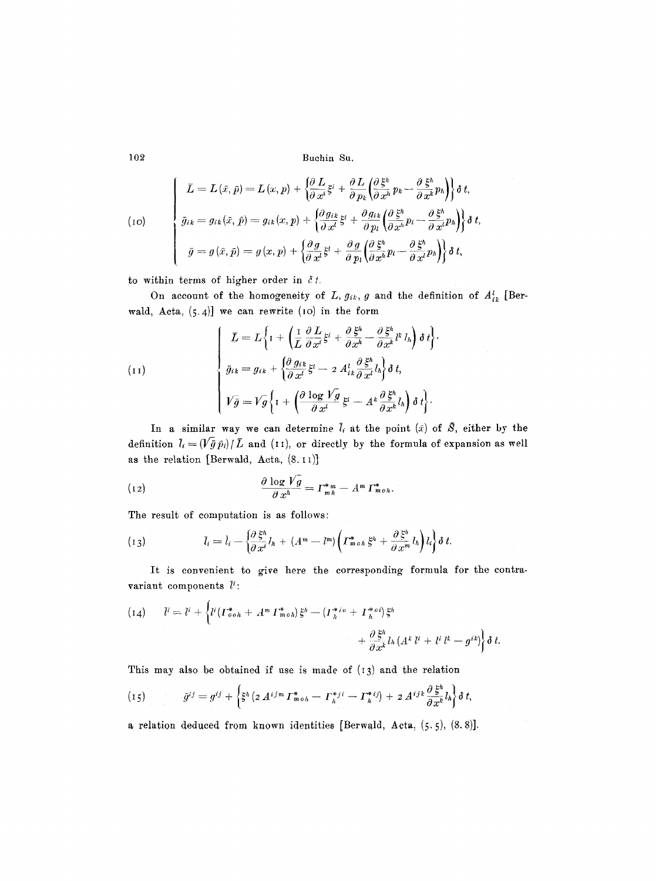$$
(10) \quad \begin{cases} \bar{L} = L(\bar{x}, \bar{p}) = L(x, p) + \left\{ \dfrac{\partial L}{\partial x^i} \xi^i + \dfrac{\partial L}{\partial p_k} \left( \dfrac{\partial \xi^h}{\partial x^h} p_k - \dfrac{\partial \xi^h}{\partial x^k} p_h \right) \right\} \delta t, \\ \bar{g}_{ik} = g_{ik}(\bar{x}, \bar{p}) = g_{ik}(x, p) + \left\{ \dfrac{\partial g_{ik}}{\partial x^l} \xi^l + \dfrac{\partial g_{ik}}{\partial p_l} \left( \dfrac{\partial \xi^h}{\partial x^h} p_l - \dfrac{\partial \xi^h}{\partial x^l} p_h \right) \right\} \delta t, \\ \bar{g} = g(\bar{x}, \bar{p}) = g(x, p) + \left\{ \dfrac{\partial g}{\partial x^l} \xi^l + \dfrac{\partial g}{\partial p_l} \left( \dfrac{\partial \xi^h}{\partial x^h} p_l - \dfrac{\partial \xi^h}{\partial x^l} p_h \right) \right\} \delta t, \end{cases}
$$

to within terms of higher order in $\delta t$.

On account of the homogeneity of $L, g_{ik}, g$ and the definition of $A^l_{ik}$ [Berwald, Acta, (5.4)] we can rewrite (10) in the form

$$
(11) \quad \begin{cases} \bar{L} = L \left\{ 1 + \left( \dfrac{1}{L} \dfrac{\partial L}{\partial x^i} \xi^i + \dfrac{\partial \xi^h}{\partial x^h} - \dfrac{\partial \xi^h}{\partial x^k} l^k l_h \right) \delta t \right\}, \\ \bar{g}_{ik} = g_{ik} + \left\{ \dfrac{\partial g_{ik}}{\partial x^l} \xi^l - 2 A^l_{ik} \dfrac{\partial \xi^h}{\partial x^l} l_h \right\} \delta t, \\ \sqrt{\bar{g}} = \sqrt{g} \left\{ 1 + \left( \dfrac{\partial \log \sqrt{g}}{\partial x^l} \xi^l - A^k \dfrac{\partial \xi^h}{\partial x^k} l_h \right) \delta t \right\}. \end{cases}
$$

In a similar way we can determine $\bar{l}_i$ at the point $(\bar{x})$ of $\bar{S}$, either by the definition $\bar{l}_i = (\sqrt{\bar{g}}\, \bar{p}_i) / \bar{L}$ and (11), or directly by the formula of expansion as well as the relation [Berwald, Acta, (8.11)]

$$
(12) \qquad \frac{\partial \log \sqrt{g}}{\partial x^h} = \Gamma^{*m}_{mh} - A^m \Gamma^*_{m o h}.
$$

The result of computation is as follows:

$$
(13) \qquad \bar{l}_i = l_i - \left\{ \frac{\partial \xi^h}{\partial x^i} l_h + (A^m - l^m) \left( \Gamma^*_{m o h} \xi^h + \frac{\partial \xi^h}{\partial x^m} l_h \right) l_i \right\} \delta t.
$$

It is convenient to give here the corresponding formula for the contravariant components $\bar{l}^i$:

$$
(14) \quad \bar{l}^i = l^i + \Big\{ l^i (\Gamma^*_{o o h} + A^m \Gamma^*_{m o h}) \xi^h - (\Gamma^{*io}_{h} + \Gamma^{*oi}_{h}) \xi^h + \frac{\partial \xi^h}{\partial x^k} l_h (A^k l^i + l^i l^k - g^{ik}) \Big\} \delta t.
$$

This may also be obtained if use is made of (13) and the relation

$$
(15) \qquad \bar{g}^{ij} = g^{ij} + \left\{ \xi^h (2 A^{ijm} \Gamma^*_{m o h} - \Gamma^{*ji}_{h} - \Gamma^{*ij}_{h}) + 2 A^{ijk} \frac{\partial \xi^h}{\partial x^k} l_h \right\} \delta t,
$$

a relation deduced from known identities [Berwald, Acta, (5.5), (8.8)].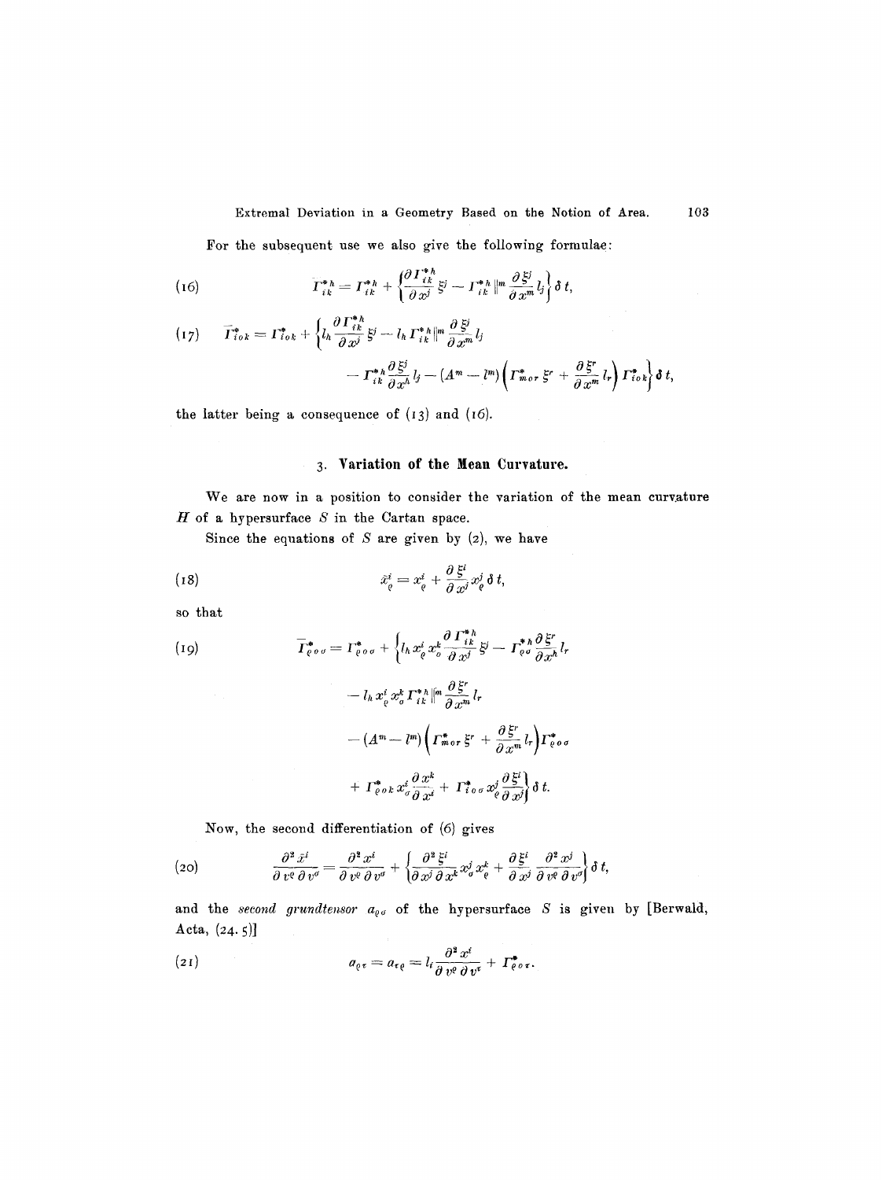For the subsequent use we also give the following formulae:

$$
(16) \qquad \bar{\Gamma}^{*h}_{ik} = \Gamma^{*h}_{ik} + \left\{ \frac{\partial \Gamma^{*h}_{ik}}{\partial x^j} \xi^j - \Gamma^{*h}_{ik} \|^m \frac{\partial \xi^j}{\partial x^m} l_j \right\} \delta t,
$$

$$
(17) \qquad \bar{\Gamma}^{*}_{iok} = \Gamma^{*}_{iok} + \left\{ l_h \frac{\partial \Gamma^{*h}_{ik}}{\partial x^j} \xi^j - l_h \Gamma^{*h}_{ik} \|^m \frac{\partial \xi^j}{\partial x^m} l_j - \Gamma^{*h}_{ik} \frac{\partial \xi^j}{\partial x^h} l_j - (A^m - l^m) \left( \Gamma^{*}_{mor} \xi^r + \frac{\partial \xi^r}{\partial x^m} l_r \right) \Gamma^{*}_{iok} \right\} \delta t,
$$

the latter being a consequence of (13) and (16).

## 3. Variation of the Mean Curvature.

We are now in a position to consider the variation of the mean curvature $H$ of a hypersurface $S$ in the Cartan space.

Since the equations of $S$ are given by (2), we have

$$
(18) \qquad \bar{x}^i_\varrho = x^i_\varrho + \frac{\partial \xi^i}{\partial x^j} x^j_\varrho \delta t,
$$

so that

$$
(19) \qquad \bar{\Gamma}^{*}_{\varrho o \sigma} = \Gamma^{*}_{\varrho o \sigma} + \left\{ l_h x^i_\varrho x^k_\sigma \frac{\partial \Gamma^{*h}_{ik}}{\partial x^j} \xi^j - \Gamma^{*h}_{\varrho \sigma} \frac{\partial \xi^r}{\partial x^h} l_r - l_h x^i_\varrho x^k_\sigma \Gamma^{*h}_{ik} \|^m \frac{\partial \xi^r}{\partial x^m} l_r - (A^m - l^m) \left( \Gamma^{*}_{mor} \xi^r + \frac{\partial \xi^r}{\partial x^m} l_r \right) \Gamma^{*}_{\varrho o \sigma} + \Gamma^{*}_{\varrho o k} x^i_\sigma \frac{\partial x^k}{\partial x^i} + \Gamma^{*}_{i o \sigma} x^j_\varrho \frac{\partial \xi^i}{\partial x^j} \right\} \delta t.
$$

Now, the second differentiation of (6) gives

$$
(20) \qquad \frac{\partial^2 \bar{x}^i}{\partial v^\varrho \partial v^\sigma} = \frac{\partial^2 x^i}{\partial v^\varrho \partial v^\sigma} + \left\{ \frac{\partial^2 \xi^i}{\partial x^j \partial x^k} x^j_\sigma x^k_\varrho + \frac{\partial \xi^i}{\partial x^j} \frac{\partial^2 x^j}{\partial v^\varrho \partial v^\sigma} \right\} \delta t,
$$

and the *second grundtensor* $a_{\varrho\sigma}$ of the hypersurface $S$ is given by [Berwald, Acta, (24.5)]

$$
(21) \qquad a_{\varrho\tau} = a_{\tau\varrho} = l_i \frac{\partial^2 x^i}{\partial v^\varrho \partial v^\tau} + \Gamma^{*}_{\varrho o \tau}.
$$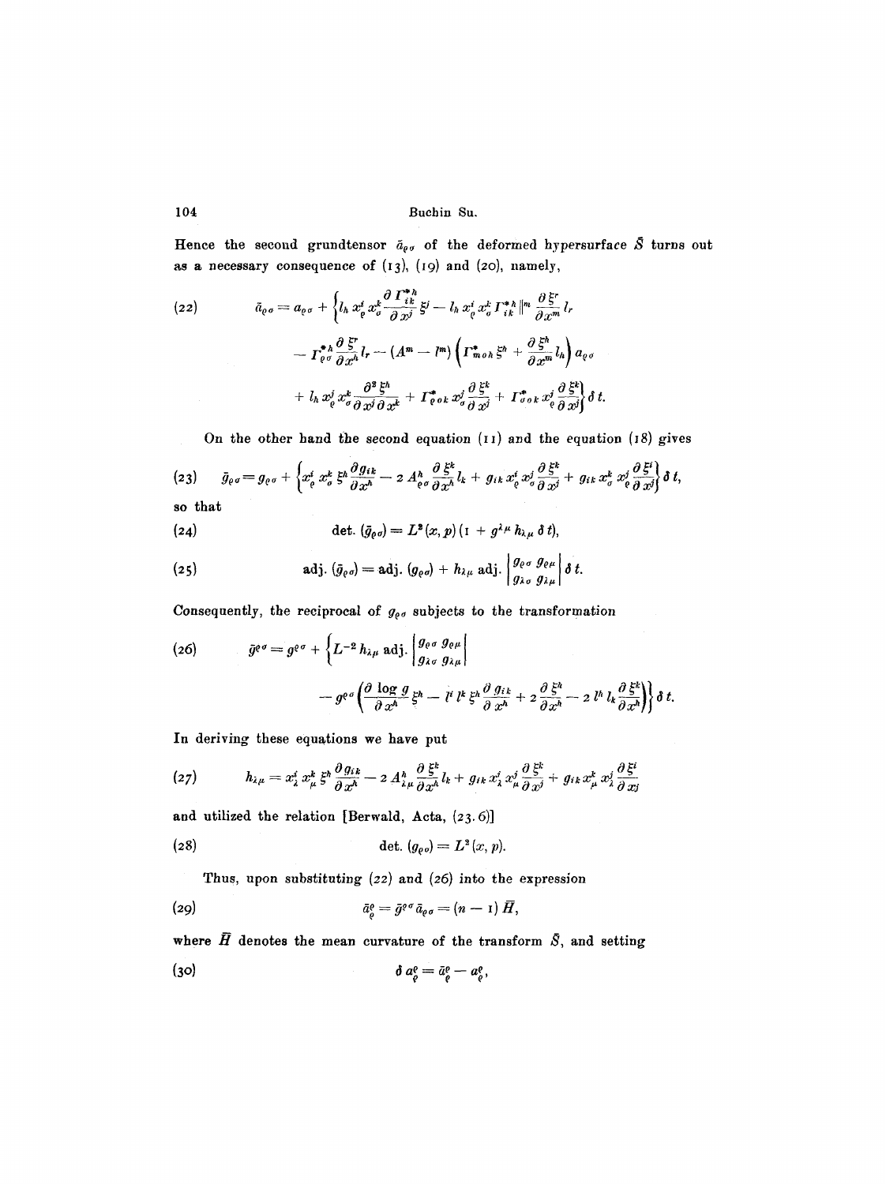Hence the second grundtensor $\bar{a}_{\varrho\sigma}$ of the deformed hypersurface $\bar{S}$ turns out as a necessary consequence of (13), (19) and (20), namely,

$$
\begin{aligned}
(22) \qquad \bar{a}_{\varrho\sigma} = a_{\varrho\sigma} + \Big\{ & l_h\, x_\varrho^i x_\sigma^k \frac{\partial \Gamma^{*h}_{ik}}{\partial x^j} \xi^j - l_h\, x_\varrho^i x_\sigma^k \Gamma^{*h}_{ik} \|^m \frac{\partial \xi^r}{\partial x^m} l_r \\
& - \Gamma^{*h}_{\varrho\sigma} \frac{\partial \xi^r}{\partial x^h} l_r - (A^m - l^m) \left( \Gamma^*_{m o h} \xi^h + \frac{\partial \xi^h}{\partial x^m} l_h \right) a_{\varrho\sigma} \\
& + l_h\, x_\varrho^j x_\sigma^k \frac{\partial^2 \xi^h}{\partial x^j \partial x^k} + \Gamma^*_{\varrho o k}\, x_\sigma^j \frac{\partial \xi^k}{\partial x^j} + \Gamma^*_{\sigma o k}\, x_\varrho^j \frac{\partial \xi^k}{\partial x^j} \Big\} \delta t.
\end{aligned}
$$

On the other hand the second equation (11) and the equation (18) gives

$$
(23) \qquad \bar{g}_{\varrho\sigma} = g_{\varrho\sigma} + \left\{ x_\varrho^i x_\sigma^k \xi^h \frac{\partial g_{ik}}{\partial x^h} - 2 A^h_{\varrho\sigma} \frac{\partial \xi^k}{\partial x^h} l_k + g_{ik}\, x_\varrho^i x_\sigma^j \frac{\partial \xi^k}{\partial x^j} + g_{ik}\, x_\sigma^k x_\varrho^j \frac{\partial \xi^i}{\partial x^j} \right\} \delta t,
$$

so that

$$
(24) \qquad \det.\, (\bar{g}_{\varrho\sigma}) = L^2(x, p)\, (1 + g^{\lambda\mu} h_{\lambda\mu}\, \delta t),
$$

$$
(25) \qquad \operatorname{adj.}\, (\bar{g}_{\varrho\sigma}) = \operatorname{adj.}\, (g_{\varrho\sigma}) + h_{\lambda\mu} \operatorname{adj.} \begin{vmatrix} g_{\varrho\sigma} & g_{\varrho\mu} \\ g_{\lambda\sigma} & g_{\lambda\mu} \end{vmatrix} \delta t.
$$

Consequently, the reciprocal of $g_{\varrho\sigma}$ subjects to the transformation

$$
\begin{aligned}
(26) \qquad \bar{g}^{\varrho\sigma} = g^{\varrho\sigma} + \Big\{ & L^{-2} h_{\lambda\mu} \operatorname{adj.} \begin{vmatrix} g_{\varrho\sigma} & g_{\varrho\mu} \\ g_{\lambda\sigma} & g_{\lambda\mu} \end{vmatrix} \\
& - g^{\varrho\sigma} \left( \frac{\partial \log g}{\partial x^h} \xi^h - l^i l^k \xi^h \frac{\partial g_{ik}}{\partial x^h} + 2 \frac{\partial \xi^h}{\partial x^h} - 2\, l^h l_k \frac{\partial \xi^k}{\partial x^h} \right) \Big\} \delta t.
\end{aligned}
$$

In deriving these equations we have put

$$
(27) \qquad h_{\lambda\mu} = x_\lambda^i x_\mu^k \xi^h \frac{\partial g_{ik}}{\partial x^h} - 2 A^h_{\lambda\mu} \frac{\partial \xi^k}{\partial x^h} l_k + g_{ik}\, x_\lambda^i x_\mu^j \frac{\partial \xi^k}{\partial x^j} + g_{ik}\, x_\mu^k x_\lambda^j \frac{\partial \xi^i}{\partial x^j}
$$

and utilized the relation [Berwald, Acta, (23.6)]

$$
(28) \qquad \det.\, (g_{\varrho\sigma}) = L^2(x, p).
$$

Thus, upon substituting (22) and (26) into the expression

$$
(29) \qquad \bar{a}^\varrho_\varrho = \bar{g}^{\varrho\sigma} \bar{a}_{\varrho\sigma} = (n - 1)\, \bar{H},
$$

where $\bar{H}$ denotes the mean curvature of the transform $\bar{S}$, and setting

$$
(30) \qquad \delta a^\varrho_\varrho = \bar{a}^\varrho_\varrho - a^\varrho_\varrho,
$$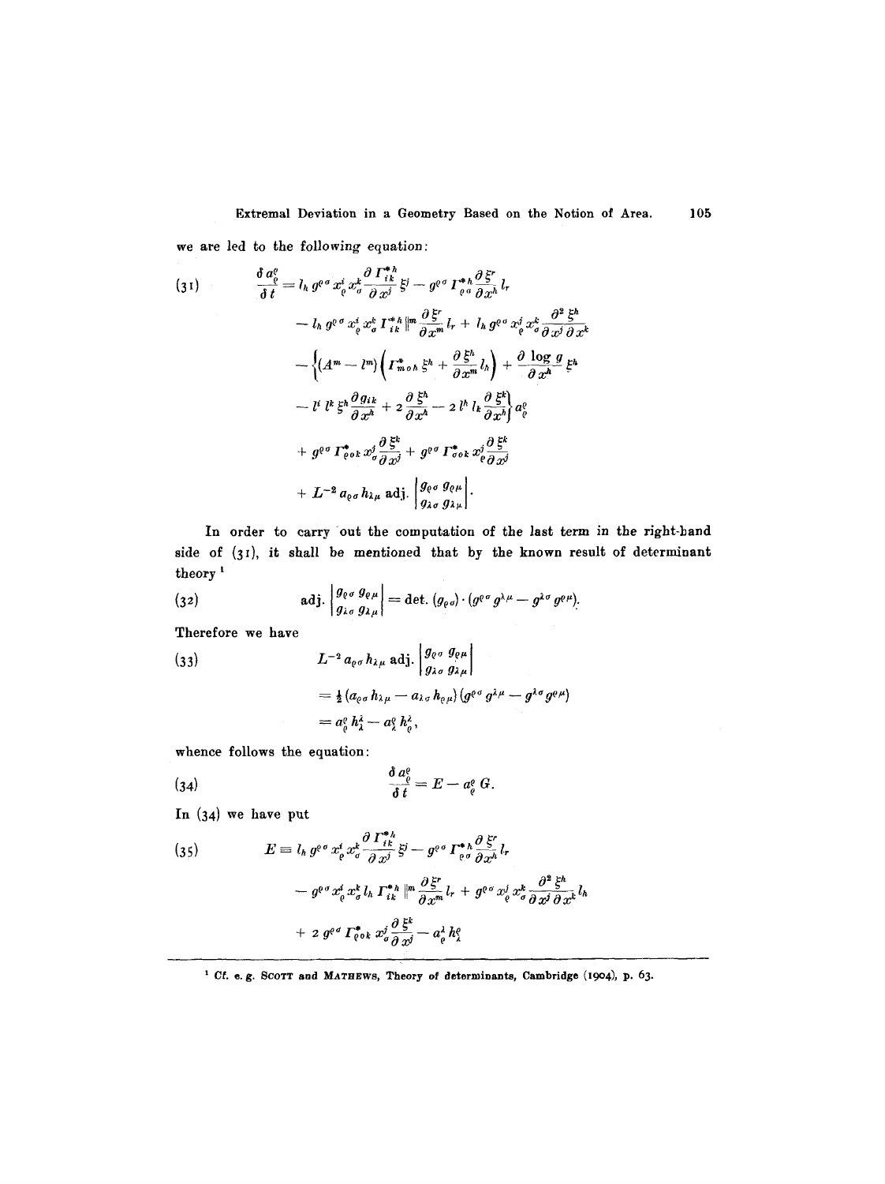we are led to the following equation:

$$
\begin{aligned}
(31) \qquad \frac{\delta a^{\varrho}_{\varrho}}{\delta t} &= l_h\, g^{\varrho\sigma} x^i_{\varrho} x^k_{\sigma} \frac{\partial \Gamma^{*h}_{ik}}{\partial x^j} \xi^j - g^{\varrho\sigma} \Gamma^{*h}_{\varrho\sigma} \frac{\partial \xi^r}{\partial x^h} l_r \\
&- l_h\, g^{\varrho\sigma} x^i_{\varrho} x^k_{\sigma} \Gamma^{*h}_{ik} \|^m \frac{\partial \xi^r}{\partial x^m} l_r + l_h\, g^{\varrho\sigma} x^j_{\varrho} x^k_{\sigma} \frac{\partial^2 \xi^h}{\partial x^j \partial x^k} \\
&- \left\{ (A^m - l^m) \left( \Gamma^{*}_{moh} \xi^h + \frac{\partial \xi^h}{\partial x^m} l_h \right) + \frac{\partial \log g}{\partial x^h} \xi^h \right. \\
&\left. - l^i l^k \xi^h \frac{\partial g_{ik}}{\partial x^h} + 2 \frac{\partial \xi^h}{\partial x^h} - 2 l^h l_k \frac{\partial \xi^k}{\partial x^h} \right\} a^{\varrho}_{\varrho} \\
&+ g^{\varrho\sigma} \Gamma^{*}_{\varrho ok} x^j_{\sigma} \frac{\partial \xi^k}{\partial x^j} + g^{\varrho\sigma} \Gamma^{*}_{\sigma ok} x^j_{\varrho} \frac{\partial \xi^k}{\partial x^j} \\
&+ L^{-2} a_{\varrho\sigma} h_{\lambda\mu} \operatorname{adj.} \begin{vmatrix} g_{\varrho\sigma} & g_{\varrho\mu} \\ g_{\lambda\sigma} & g_{\lambda\mu} \end{vmatrix}.
\end{aligned}
$$

In order to carry out the computation of the last term in the right-hand side of (31), it shall be mentioned that by the known result of determinant theory [1]

$$
(32) \qquad \operatorname{adj.} \begin{vmatrix} g_{\varrho\sigma} & g_{\varrho\mu} \\ g_{\lambda\sigma} & g_{\lambda\mu} \end{vmatrix} = \det. (g_{\varrho\sigma}) \cdot (g^{\varrho\sigma} g^{\lambda\mu} - g^{\lambda\sigma} g^{\varrho\mu}).
$$

Therefore we have

$$
\begin{aligned}
(33) \qquad & L^{-2} a_{\varrho\sigma} h_{\lambda\mu} \operatorname{adj.} \begin{vmatrix} g_{\varrho\sigma} & g_{\varrho\mu} \\ g_{\lambda\sigma} & g_{\lambda\mu} \end{vmatrix} \\
&= \tfrac{1}{2} (a_{\varrho\sigma} h_{\lambda\mu} - a_{\lambda\sigma} h_{\varrho\mu}) (g^{\varrho\sigma} g^{\lambda\mu} - g^{\lambda\sigma} g^{\varrho\mu}) \\
&= a^{\varrho}_{\varrho} h^{\lambda}_{\lambda} - a^{\varrho}_{\lambda} h^{\lambda}_{\varrho},
\end{aligned}
$$

whence follows the equation:

$$
(34) \qquad \frac{\delta a^{\varrho}_{\varrho}}{\delta t} = E - a^{\varrho}_{\varrho} G.
$$

In (34) we have put

$$
\begin{aligned}
(35) \qquad E &\equiv l_h\, g^{\varrho\sigma} x^i_{\varrho} x^k_{\sigma} \frac{\partial \Gamma^{*h}_{ik}}{\partial x^j} \xi^j - g^{\varrho\sigma} \Gamma^{*h}_{\varrho\sigma} \frac{\partial \xi^r}{\partial x^h} l_r \\
&- g^{\varrho\sigma} x^i_{\varrho} x^k_{\sigma} l_h \Gamma^{*h}_{ik} \|^m \frac{\partial \xi^r}{\partial x^m} l_r + g^{\varrho\sigma} x^j_{\varrho} x^k_{\sigma} \frac{\partial^2 \xi^h}{\partial x^j \partial x^k} l_h \\
&+ 2\, g^{\varrho\sigma} \Gamma^{*}_{\varrho ok} x^j_{\sigma} \frac{\partial \xi^k}{\partial x^j} - a^{\lambda}_{\varrho} h^{\varrho}_{\lambda}
\end{aligned}
$$

---

[1] Cf. e. g. Scott and Mathews, Theory of determinants, Cambridge (1904), p. 63.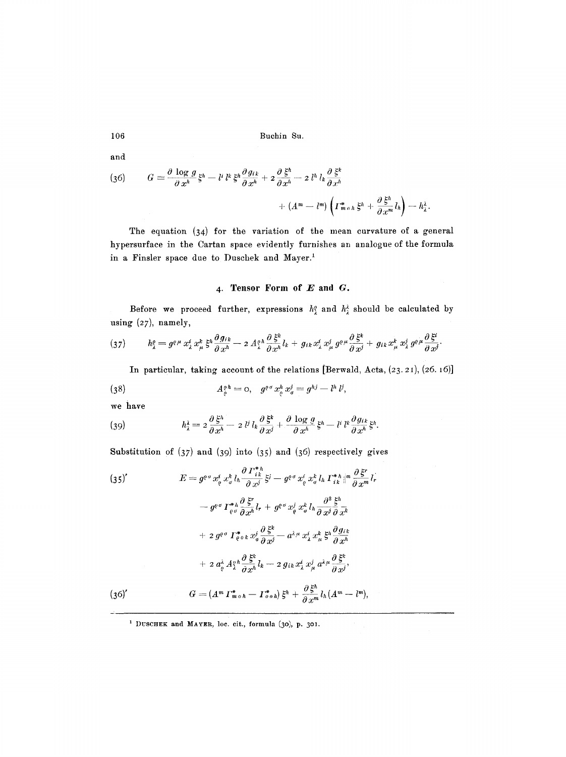and

$$(36) \qquad G \equiv \frac{\partial \log g}{\partial x^h} \xi^h - l^i l^k \xi^h \frac{\partial g_{ik}}{\partial x^h} + 2 \frac{\partial \xi^h}{\partial x^h} - 2 l^h l_k \frac{\partial \xi^k}{\partial x^h} + (A^m - l^m) \left( \Gamma^*_{m\,o\,h} \xi^h + \frac{\partial \xi^h}{\partial x^m} l_h \right) - h^\lambda_\lambda.$$

The equation (34) for the variation of the mean curvature of a general hypersurface in the Cartan space evidently furnishes an analogue of the formula in a Finsler space due to Duschek and Mayer.[1]

## 4. Tensor Form of $E$ and $G$.

Before we proceed further, expressions $h^\varrho_\lambda$ and $h^\lambda_\lambda$ should be calculated by using (27), namely,

$$(37) \qquad h^\varrho_\lambda = g^{\varrho\mu} x^i_\lambda x^k_\mu \xi^h \frac{\partial g_{ik}}{\partial x^h} - 2 A^{\varrho h}_\lambda \frac{\partial \xi^k}{\partial x^h} l_k + g_{ik} x^i_\lambda x^j_\mu g^{\varrho\mu} \frac{\partial \xi^k}{\partial x^j} + g_{ik} x^k_\mu x^j_\lambda g^{\varrho\mu} \frac{\partial \xi^i}{\partial x^j}.$$

In particular, taking account of the relations [Berwald, Acta, (23.21), (26.16)]

$$(38) \qquad A^{\varrho h}_\varrho = 0, \quad g^{\varrho\sigma} x^h_\varrho x^j_\sigma = g^{hj} - l^h l^j,$$

we have

$$(39) \qquad h^\lambda_\lambda = 2 \frac{\partial \xi^h}{\partial x^h} - 2 l^j l_k \frac{\partial \xi^k}{\partial x^j} + \frac{\partial \log g}{\partial x^h} \xi^h - l^i l^k \frac{\partial g_{ik}}{\partial x^h} \xi^h.$$

Substitution of (37) and (39) into (35) and (36) respectively gives

$$(35)' \qquad \begin{aligned} E = {} & g^{\varrho\sigma} x^i_\varrho x^k_\sigma l_h \frac{\partial \Gamma^{*h}_{ik}}{\partial x^j} \xi^j - g^{\varrho\sigma} x^i_\varrho x^k_\sigma l_h \Gamma^{*h}_{ik}\|^m \frac{\partial \xi^r}{\partial x^m} l_r \\ & - g^{\varrho\sigma} \Gamma^{*h}_{\varrho\sigma} \frac{\partial \xi^r}{\partial x^h} l_r + g^{\varrho\sigma} x^j_\varrho x^k_\sigma l_h \frac{\partial^2 \xi^h}{\partial x^j \partial x^k} \\ & + 2 g^{\varrho\sigma} \Gamma^*_{\varrho o k} x^j_\sigma \frac{\partial \xi^k}{\partial x^j} - a^{\lambda\mu} x^i_\lambda x^k_\mu \xi^h \frac{\partial g_{ik}}{\partial x^h} \\ & + 2 a^\lambda_\varrho A^{\varrho h}_\lambda \frac{\partial \xi^k}{\partial x^h} l_k - 2 g_{ik} x^i_\lambda x^j_\mu a^{\lambda\mu} \frac{\partial \xi^k}{\partial x^j}, \end{aligned}$$

$$(36)' \qquad G = (A^m \Gamma^*_{m o h} - \Gamma^*_{o o h}) \xi^h + \frac{\partial \xi^h}{\partial x^m} l_h (A^m - l^m),$$

---

[1] Duschek and Mayer, loc. cit., formula (30), p. 301.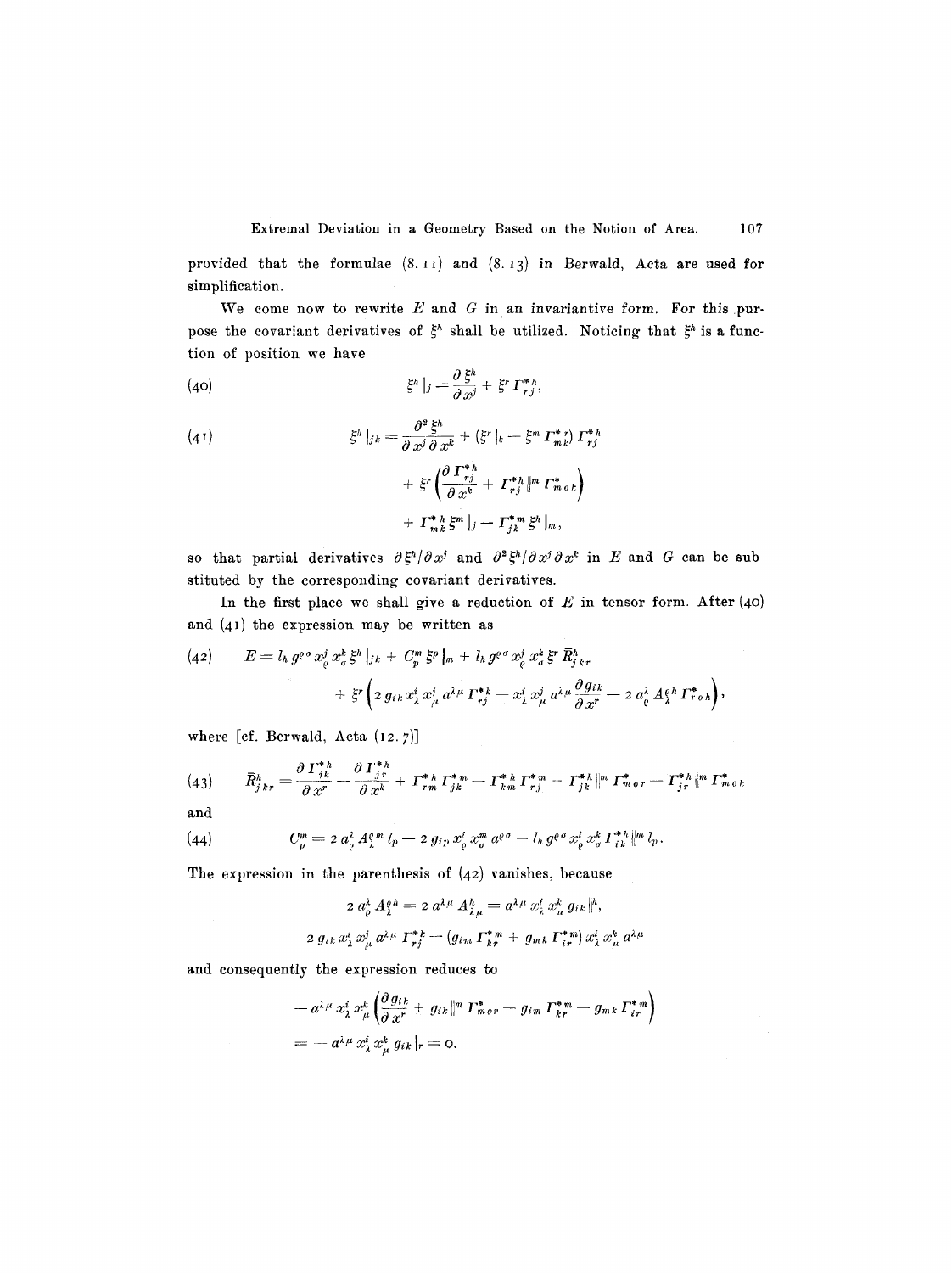provided that the formulae (8. 11) and (8. 13) in Berwald, Acta are used for simplification.

We come now to rewrite $E$ and $G$ in an invariantive form. For this purpose the covariant derivatives of $\xi^h$ shall be utilized. Noticing that $\xi^h$ is a function of position we have

$$\xi^h|_j = \frac{\partial \xi^h}{\partial x^j} + \xi^r \Gamma^{*h}_{rj}, \tag{40}$$

$$\begin{aligned} \xi^h|_{jk} = & \frac{\partial^2 \xi^h}{\partial x^j \partial x^k} + (\xi^r|_k - \xi^m \Gamma^{*r}_{mk}) \Gamma^{*h}_{rj} \\ & + \xi^r \left( \frac{\partial \Gamma^{*h}_{rj}}{\partial x^k} + \Gamma^{*h}_{rj}\|^m \Gamma^*_{m0k} \right) \\ & + \Gamma^{*h}_{mk} \xi^m|_j - \Gamma^{*m}_{jk} \xi^h|_m, \end{aligned} \tag{41}$$

so that partial derivatives $\partial \xi^h / \partial x^j$ and $\partial^2 \xi^h / \partial x^j \partial x^k$ in $E$ and $G$ can be substituted by the corresponding covariant derivatives.

In the first place we shall give a reduction of $E$ in tensor form. After (40) and (41) the expression may be written as

$$\begin{aligned} E = & l_h g^{\varrho\sigma} x^j_\varrho x^k_\sigma \xi^h|_{jk} + C^m_p \xi^p|_m + l_h g^{\varrho\sigma} x^j_\varrho x^k_\sigma \xi^r \bar{R}^h_{jkr} \\ & + \xi^r \left( 2 g_{ik} x^i_\lambda x^j_\mu a^{\lambda\mu} \Gamma^{*k}_{rj} - x^i_\lambda x^j_\mu a^{\lambda\mu} \frac{\partial g_{ik}}{\partial x^r} - 2 a^\lambda_\varrho A^{\varrho h}_\lambda \Gamma^*_{r0h} \right), \end{aligned} \tag{42}$$

where [cf. Berwald, Acta (12. 7)]

$$\bar{R}^h_{jkr} = \frac{\partial \Gamma^{*h}_{jk}}{\partial x^r} - \frac{\partial \Gamma^{*h}_{jr}}{\partial x^k} + \Gamma^{*h}_{rm} \Gamma^{*m}_{jk} - \Gamma^{*h}_{km} \Gamma^{*m}_{rj} + \Gamma^{*h}_{jk}\|^m \Gamma^*_{m0r} - \Gamma^{*h}_{jr}\|^m \Gamma^*_{m0k} \tag{43}$$

and

$$C^m_p = 2 a^\lambda_\varrho A^{\varrho m}_\lambda l_p - 2 g_{ip} x^i_\varrho x^m_\sigma a^{\varrho\sigma} - l_h g^{\varrho\sigma} x^i_\varrho x^k_\sigma \Gamma^{*h}_{ik}\|^m l_p. \tag{44}$$

The expression in the parenthesis of (42) vanishes, because

$$2 a^\lambda_\varrho A^{\varrho h}_\lambda = 2 a^{\lambda\mu} A^h_{\lambda\mu} = a^{\lambda\mu} x^i_\lambda x^k_\mu g_{ik}\|^h,$$

$$2 g_{ik} x^i_\lambda x^j_\mu a^{\lambda\mu} \Gamma^{*k}_{rj} = (g_{im} \Gamma^{*m}_{kr} + g_{mk} \Gamma^{*m}_{ir}) x^i_\lambda x^k_\mu a^{\lambda\mu}$$

and consequently the expression reduces to

$$\begin{aligned} & - a^{\lambda\mu} x^i_\lambda x^k_\mu \left( \frac{\partial g_{ik}}{\partial x^r} + g_{ik}\|^m \Gamma^*_{m0r} - g_{im} \Gamma^{*m}_{kr} - g_{mk} \Gamma^{*m}_{ir} \right) \\ & = - a^{\lambda\mu} x^i_\lambda x^k_\mu g_{ik}|_r = 0. \end{aligned}$$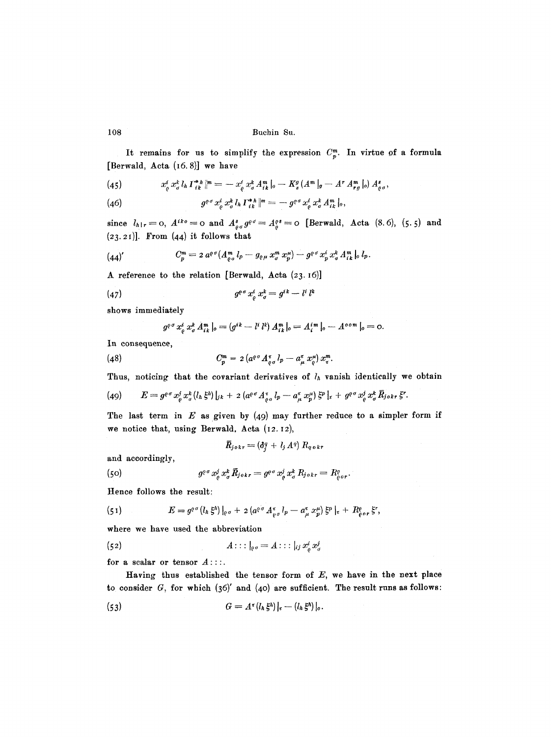It remains for us to simplify the expression $C^m_p$. In virtue of a formula [Berwald, Acta (16.8)] we have

$$x^i_\varrho x^k_\sigma l_h \Gamma^{*h}_{ik} \|^m = - x^i_\varrho x^k_\sigma A^m_{ik}|_o - K^g_s (A^m|_g - A^r A^m_{rg}|_o) A^s_{\varrho\sigma}, \tag{45}$$

$$g^{\varrho\sigma} x^i_\varrho x^k_\sigma l_h \Gamma^{*h}_{ik} \|^m = - g^{\varrho\sigma} x^i_\varrho x^k_\sigma A^m_{ik}|_o, \tag{46}$$

since $l_{h|r} = 0$, $A^{iko} = 0$ and $A^s_{\varrho\sigma} g^{\varrho\sigma} = A^{\varrho s}_\varrho = 0$ [Berwald, Acta (8.6), (5.5) and (23.21)]. From (44) it follows that

$$C^m_p = 2\, a^{\varrho\sigma} (A^m_{\varrho o} l_p - g_{\varrho\mu} x^m_\sigma x^\mu_p) - g^{\varrho\sigma} x^i_p x^k_\sigma A^m_{ik}|_o l_p. \tag{44'}$$

A reference to the relation [Berwald, Acta (23.16)]

$$g^{\varrho\sigma} x^i_\varrho x^k_\sigma = g^{ik} - l^i l^k \tag{47}$$

shows immediately

$$g^{\varrho\sigma} x^i_\varrho x^k_\sigma A^m_{ik}|_o = (g^{ik} - l^i l^k) A^m_{ik}|_o = A^{im}_i|_o - A^{oom}|_o = 0.$$

In consequence,

$$C^m_p = 2\, (a^{\varrho\sigma} A^\tau_{\varrho\sigma} l_p - a^\tau_\mu x^\mu_\varrho) x^m_\tau. \tag{48}$$

Thus, noticing that the covariant derivatives of $l_h$ vanish identically we obtain

$$E = g^{\varrho\sigma} x^j_\varrho x^k_\sigma (l_h \xi^h)|_{jk} + 2\, (a^{\varrho\sigma} A^\tau_{\varrho o} l_p - a^\tau_\mu x^\mu_p) \xi^p|_\tau + g^{\varrho\sigma} x^j_\varrho x^k_\sigma \bar{R}_{jokr} \xi^r. \tag{49}$$

The last term in $E$ as given by (49) may further reduce to a simpler form if we notice that, using Berwald, Acta (12.12),

$$\bar{R}_{jokr} = (\delta^q_j + l_j A^q) R_{qokr}$$

and accordingly,

$$g^{\varrho\sigma} x^j_\varrho x^k_\sigma \bar{R}_{jokr} = g^{\varrho\sigma} x^j_\varrho x^k_\sigma R_{jokr} = R^\varrho_{\varrho or}. \tag{50}$$

Hence follows the result:

$$E = g^{\varrho\sigma} (l_h \xi^h)|_{\varrho\sigma} + 2\, (a^{\varrho\sigma} A^\tau_{\varrho\sigma} l_p - a^\tau_\mu x^\mu_p) \xi^p|_\tau + R^\varrho_{\varrho or} \xi^r, \tag{51}$$

where we have used the abbreviation

$$A{:}{:}{:}|_{\varrho\sigma} = A{:}{:}{:}|_{ij} x^i_\varrho x^j_\sigma \tag{52}$$

for a scalar or tensor $A{:}{:}{:}$.

Having thus established the tensor form of $E$, we have in the next place to consider $G$, for which (36)' and (40) are sufficient. The result runs as follows:

$$G = A^\tau (l_h \xi^h)|_\tau - (l_h \xi^h)|_o. \tag{53}$$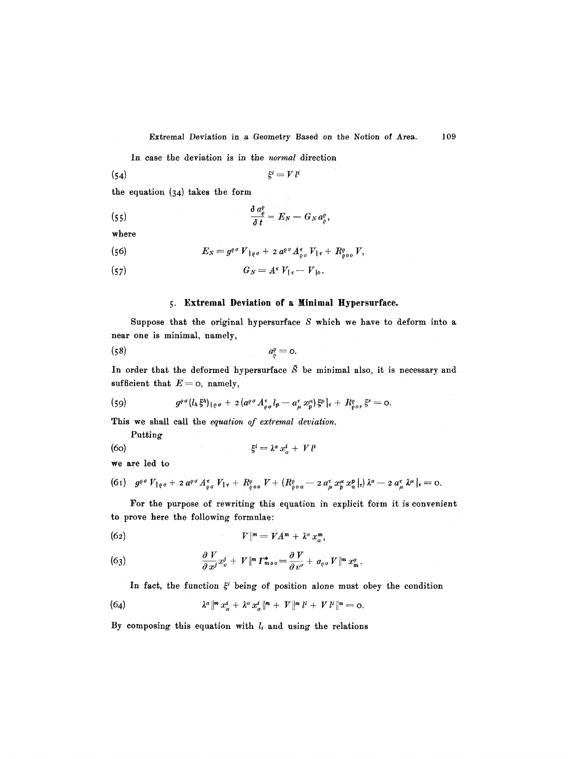In case the deviation is in the *normal* direction

$$\xi^i = V l^i \tag{54}$$

the equation (34) takes the form

$$\frac{\delta a^\varrho_\varrho}{\delta t} = E_N - G_N a^\varrho_\varrho, \tag{55}$$

where

$$E_N = g^{\varrho\sigma} V_{|\varrho\sigma} + 2 a^{\varrho\sigma} A^\tau_{\varrho\sigma} V_{|\tau} + R^\varrho_{\varrho o o} V, \tag{56}$$

$$G_N = A^\tau V_{|\tau} - V_{|o}. \tag{57}$$

## 5. Extremal Deviation of a Minimal Hypersurface.

Suppose that the original hypersurface $S$ which we have to deform into a near one is minimal, namely,

$$a^\varrho_\varrho = 0. \tag{58}$$

In order that the deformed hypersurface $\bar{S}$ be minimal also, it is necessary and sufficient that $E = 0$, namely,

$$g^{\varrho\sigma} (l_h \xi^h)_{|\varrho\sigma} + 2 (a^{\varrho\sigma} A^\tau_{\varrho\sigma} l_p - a^\tau_\mu x^\mu_p) \xi^p |_\tau + R^\varrho_{\varrho o r} \xi^r = 0. \tag{59}$$

This we shall call the *equation of extremal deviation.*

Putting

$$\xi^i = \lambda^\alpha x^i_\alpha + V l^i \tag{60}$$

we are led to

$$g^{\varrho\sigma} V_{|\varrho\sigma} + 2 a^{\varrho\sigma} A^\tau_{\varrho\sigma} V_{|\tau} + R^\varrho_{\varrho o o} V + (R^\varrho_{\varrho o \alpha} - 2 a^\tau_\mu x^\mu_p x^p_\alpha |_\tau) \lambda^\alpha - 2 a^\tau_\mu \lambda^\mu |_\tau = 0. \tag{61}$$

For the purpose of rewriting this equation in explicit form it is convenient to prove here the following formulae:

$$V \|^m = V A^m + \lambda^\alpha x^m_\alpha, \tag{62}$$

$$\frac{\partial V}{\partial x^j} x^j_\sigma + V \|^m \Gamma^*_{m o \sigma} = \frac{\partial V}{\partial v^\sigma} + a_{\varrho\sigma} V \|^m x^\varrho_m. \tag{63}$$

In fact, the function $\xi^i$ being of position alone must obey the condition

$$\lambda^\alpha \|^m x^i_\alpha + \lambda^\alpha x^i_\alpha \|^m + V \|^m l^i + V l^i \|^m = 0. \tag{64}$$

By composing this equation with $l_i$ and using the relations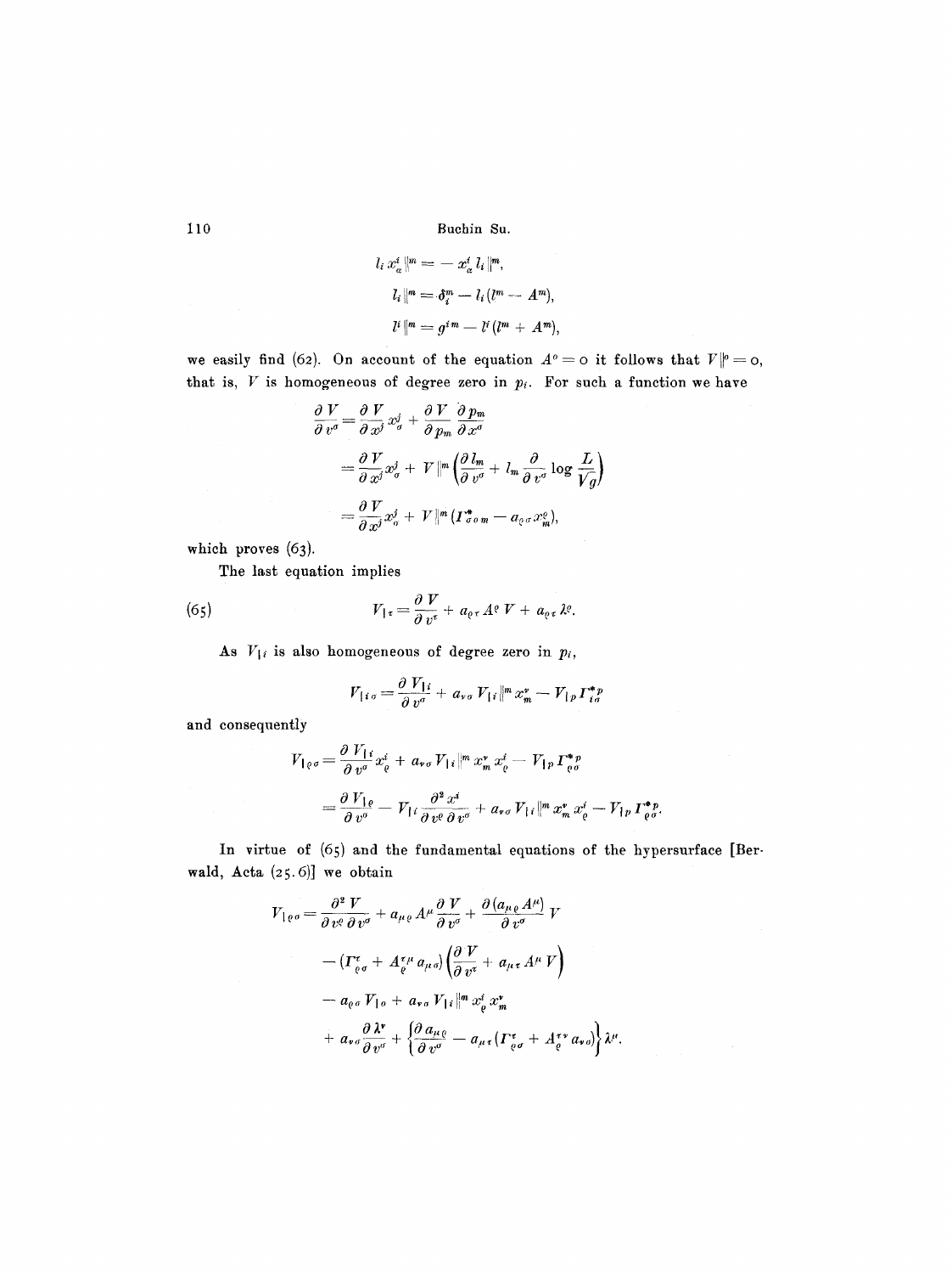$$l_i \, x^i_\alpha \|^m = - x^i_\alpha \, l_i \|^m,$$

$$l_i \|^m = \delta^m_i - l_i (l^m - A^m),$$

$$l^i \|^m = g^{im} - l^i (l^m + A^m),$$

we easily find (62). On account of the equation $A^0 = 0$ it follows that $V\|^p = 0$, that is, $V$ is homogeneous of degree zero in $p_i$. For such a function we have

$$\begin{aligned}
\frac{\partial V}{\partial v^\sigma} &= \frac{\partial V}{\partial x^j} x^j_\sigma + \frac{\partial V}{\partial p_m} \frac{\partial p_m}{\partial x^\sigma} \\
&= \frac{\partial V}{\partial x^j} x^j_\sigma + V\|^m \left( \frac{\partial l_m}{\partial v^\sigma} + l_m \frac{\partial}{\partial v^\sigma} \log \frac{L}{\sqrt{g}} \right) \\
&= \frac{\partial V}{\partial x^j} x^j_\sigma + V\|^m (\Gamma^*_{\sigma o m} - a_{\varrho\sigma} x^\varrho_m),
\end{aligned}$$

which proves (63).

The last equation implies

$$V_{|\tau} = \frac{\partial V}{\partial v^\tau} + a_{\varrho\tau} A^\varrho V + a_{\varrho\tau} \lambda^\varrho. \tag{65}$$

As $V_{|i}$ is also homogeneous of degree zero in $p_i$,

$$V_{|i\sigma} = \frac{\partial V_{|i}}{\partial v^\sigma} + a_{\nu\sigma} V_{|i}\|^m x^\nu_m - V_{|p} \Gamma^{*p}_{i\sigma}$$

and consequently

$$\begin{aligned}
V_{|\varrho\sigma} &= \frac{\partial V_{|i}}{\partial v^\sigma} x^i_\varrho + a_{\nu\sigma} V_{|i}\|^m x^\nu_m x^i_\varrho - V_{|p} \Gamma^{*p}_{\varrho\sigma} \\
&= \frac{\partial V_{|\varrho}}{\partial v^\sigma} - V_{|i} \frac{\partial^2 x^i}{\partial v^\varrho \partial v^\sigma} + a_{\nu\sigma} V_{|i}\|^m x^\nu_m x^i_\varrho - V_{|p} \Gamma^{*p}_{\varrho\sigma}.
\end{aligned}$$

In virtue of (65) and the fundamental equations of the hypersurface [Berwald, Acta (25.6)] we obtain

$$\begin{aligned}
V_{|\varrho\sigma} &= \frac{\partial^2 V}{\partial v^\varrho \partial v^\sigma} + a_{\mu\varrho} A^\mu \frac{\partial V}{\partial v^\sigma} + \frac{\partial (a_{\mu\varrho} A^\mu)}{\partial v^\sigma} V \\
&\quad - (\Gamma^\tau_{\varrho\sigma} + A^{\tau\mu}_\varrho a_{\mu\sigma}) \left( \frac{\partial V}{\partial v^\tau} + a_{\mu\tau} A^\mu V \right) \\
&\quad - a_{\varrho\sigma} V_{|o} + a_{\nu\sigma} V_{|i}\|^m x^i_\varrho x^\nu_m \\
&\quad + a_{\nu\sigma} \frac{\partial \lambda^\nu}{\partial v^\sigma} + \left\{ \frac{\partial a_{\mu\varrho}}{\partial v^\sigma} - a_{\mu\tau} (\Gamma^\tau_{\varrho\sigma} + A^{\tau\nu}_\varrho a_{\nu\sigma}) \right\} \lambda^\mu.
\end{aligned}$$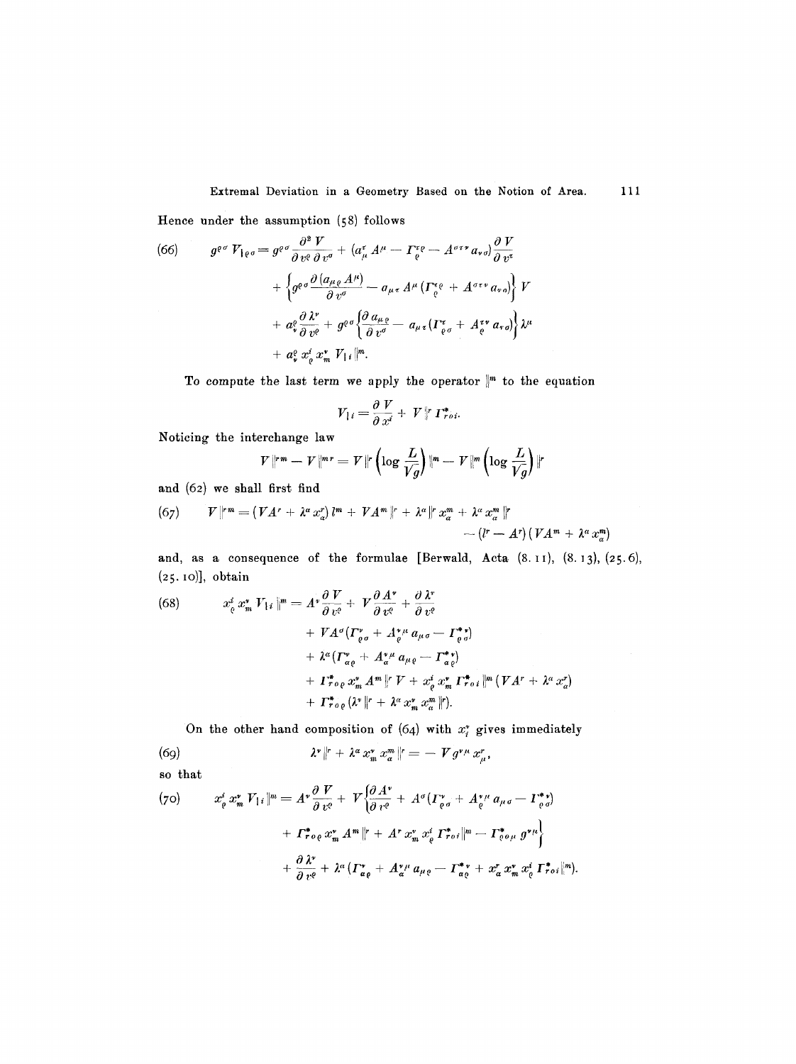Hence under the assumption (58) follows

$$(66) \qquad g^{\varrho\sigma} V_{|\varrho\sigma} = g^{\varrho\sigma} \frac{\partial^2 V}{\partial v^\varrho \partial v^\sigma} + (a^\tau_\mu A^\mu - \Gamma^{\tau\varrho}_{\varrho} - A^{\sigma\tau\nu} a_{\nu\sigma}) \frac{\partial V}{\partial v^\tau}$$
$$+ \left\{ g^{\varrho\sigma} \frac{\partial (a_{\mu\varrho} A^\mu)}{\partial v^\sigma} - a_{\mu\tau} A^\mu (\Gamma^{\tau\varrho}_{\varrho} + A^{\sigma\tau\nu} a_{\nu\sigma}) \right\} V$$
$$+ a^\varrho_\nu \frac{\partial \lambda^\nu}{\partial v^\varrho} + g^{\varrho\sigma} \left\{ \frac{\partial a_{\mu\varrho}}{\partial v^\sigma} - a_{\mu\tau} (\Gamma^\tau_{\varrho\sigma} + A^{\tau\nu}_{\varrho} a_{\nu\sigma}) \right\} \lambda^\mu$$
$$+ a^\varrho_\nu x^i_\varrho x^\nu_m V_{|i} \|^m.$$

To compute the last term we apply the operator $\|^m$ to the equation

$$V_{|i} = \frac{\partial V}{\partial x^i} + V \|^r \Gamma^*_{r o i}.$$

Noticing the interchange law

$$V \|^{rm} - V \|^{mr} = V \|^r \left( \log \frac{L}{\sqrt{g}} \right) \|^m - V \|^m \left( \log \frac{L}{\sqrt{g}} \right) \|^r$$

and (62) we shall first find

$$(67) \qquad V \|^{rm} = (V A^r + \lambda^\alpha x^r_\alpha) l^m + V A^m \|^r + \lambda^\alpha \|^r x^m_\alpha + \lambda^\alpha x^m_\alpha \|^r$$
$$- (l^r - A^r)(V A^m + \lambda^\alpha x^m_\alpha)$$

and, as a consequence of the formulae [Berwald, Acta (8.11), (8.13), (25.6), (25.10)], obtain

$$(68) \qquad x^i_\varrho x^\nu_m V_{|i} \|^m = A^\nu \frac{\partial V}{\partial v^\varrho} + V \frac{\partial A^\nu}{\partial v^\varrho} + \frac{\partial \lambda^\nu}{\partial v^\varrho}$$
$$+ V A^\sigma (\Gamma^\nu_{\varrho\sigma} + A^{\nu\mu}_{\varrho} a_{\mu\sigma} - \Gamma^{*\nu}_{\varrho\sigma})$$
$$+ \lambda^\alpha (\Gamma^\nu_{\alpha\varrho} + A^{\nu\mu}_{\alpha} a_{\mu\varrho} - \Gamma^{*\nu}_{\alpha\varrho})$$
$$+ \Gamma^*_{r o \varrho} x^\nu_m A^m \|^r V + x^i_\varrho x^\nu_m \Gamma^*_{r o i} \|^m (V A^r + \lambda^\alpha x^r_\alpha)$$
$$+ \Gamma^*_{r o \varrho} (\lambda^\nu \|^r + \lambda^\alpha x^\nu_m x^m_\alpha \|^r).$$

On the other hand composition of (64) with $x^\nu_l$ gives immediately

$$(69) \qquad \lambda^\nu \|^r + \lambda^\alpha x^\nu_m x^m_\alpha \|^r = - V g^{\nu\mu} x^r_\mu,$$

so that

$$(70) \qquad x^i_\varrho x^\nu_m V_{|i} \|^m = A^\nu \frac{\partial V}{\partial v^\varrho} + V \left\{ \frac{\partial A^\nu}{\partial v^\varrho} + A^\sigma (\Gamma^\nu_{\varrho\sigma} + A^{\nu\mu}_{\varrho} a_{\mu\sigma} - \Gamma^{*\nu}_{\varrho\sigma}) \right.$$
$$\left. + \Gamma^*_{r o \varrho} x^\nu_m A^m \|^r + A^r x^\nu_m x^i_\varrho \Gamma^*_{r o i} \|^m - \Gamma^*_{\varrho o \mu} g^{\nu\mu} \right\}$$
$$+ \frac{\partial \lambda^\nu}{\partial v^\varrho} + \lambda^\alpha (\Gamma^\nu_{\alpha\varrho} + A^{\nu\mu}_{\alpha} a_{\mu\varrho} - \Gamma^{*\nu}_{\alpha\varrho} + x^r_\alpha x^\nu_m x^i_\varrho \Gamma^*_{r o i} \|^m).$$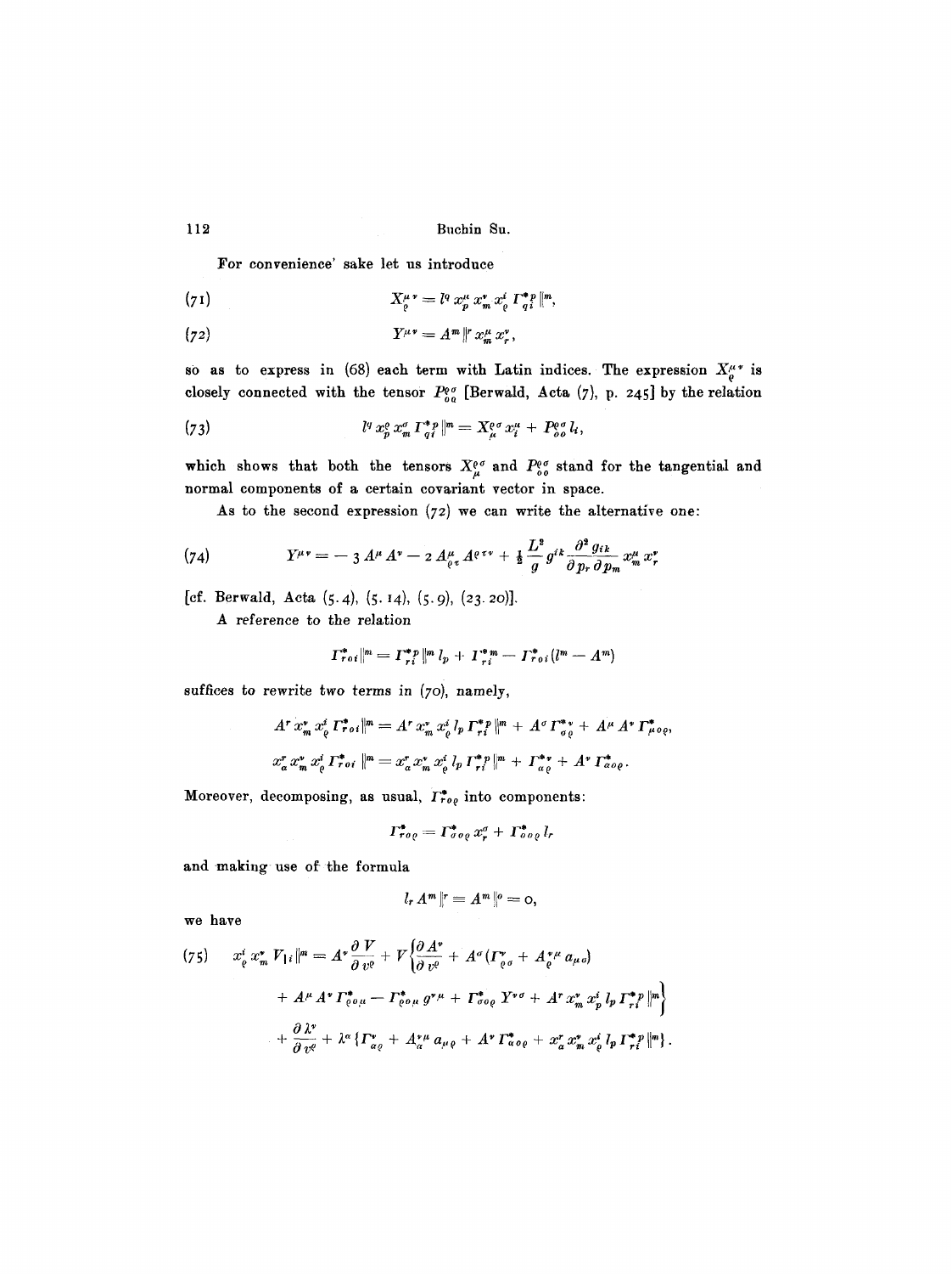For convenience' sake let us introduce

$$X_{\varrho}^{\mu\nu} = l^q x_p^{\mu} x_m^{\nu} x_{\varrho}^{i} \Gamma_{qi}^{*p} \|^m, \tag{71}$$

$$Y^{\mu\nu} = A^m \|^r x_m^{\mu} x_r^{\nu}, \tag{72}$$

so as to express in (68) each term with Latin indices. The expression $X_{\varrho}^{\mu\nu}$ is closely connected with the tensor $P_{o\varrho}^{\varrho\sigma}$ [Berwald, Acta (7), p. 245] by the relation

$$l^q x_p^{\varrho} x_m^{\sigma} \Gamma_{qi}^{*p} \|^m = X_{\mu}^{\varrho\sigma} x_i^{\mu} + P_{oo}^{\varrho\sigma} l_i, \tag{73}$$

which shows that both the tensors $X_{\mu}^{\varrho\sigma}$ and $P_{oo}^{\varrho\sigma}$ stand for the tangential and normal components of a certain covariant vector in space.

As to the second expression (72) we can write the alternative one:

$$Y^{\mu\nu} = -3 A^{\mu} A^{\nu} - 2 A_{\varrho\tau}^{\mu} A^{\varrho\tau\nu} + \frac{1}{2} \frac{L^2}{g} g^{ik} \frac{\partial^2 g_{ik}}{\partial p_r \partial p_m} x_m^{\mu} x_r^{\nu} \tag{74}$$

[cf. Berwald, Acta (5.4), (5.14), (5.9), (23.20)].

A reference to the relation

$$\Gamma_{roi}^{*} \|^m = \Gamma_{ri}^{*p} \|^m l_p + \Gamma_{ri}^{*m} - \Gamma_{roi}^{*} (l^m - A^m)$$

suffices to rewrite two terms in (70), namely,

$$A^r x_m^{\nu} x_{\varrho}^{i} \Gamma_{roi}^{*} \|^m = A^r x_m^{\nu} x_{\varrho}^{i} l_p \Gamma_{ri}^{*p} \|^m + A^{\sigma} \Gamma_{\sigma\varrho}^{*\nu} + A^{\mu} A^{\nu} \Gamma_{\mu o \varrho}^{*},$$

$$x_{\alpha}^{r} x_m^{\nu} x_{\varrho}^{i} \Gamma_{roi}^{*} \|^m = x_{\alpha}^{r} x_m^{\nu} x_{\varrho}^{i} l_p \Gamma_{ri}^{*p} \|^m + \Gamma_{\alpha\varrho}^{*\nu} + A^{\nu} \Gamma_{\alpha o \varrho}^{*}.$$

Moreover, decomposing, as usual, $\Gamma_{ro\varrho}^{*}$ into components:

$$\Gamma_{ro\varrho}^{*} = \Gamma_{\sigma o \varrho}^{*} x_r^{\sigma} + \Gamma_{oo\varrho}^{*} l_r$$

and making use of the formula

$$l_r A^m \|^r = A^m \|^o = 0,$$

we have

$$\begin{aligned} x_{\varrho}^{i} x_m^{\nu} V_{|i} \|^m = A^{\nu} \frac{\partial V}{\partial v^{\varrho}} + V \Big\{ & \frac{\partial A^{\nu}}{\partial v^{\varrho}} + A^{\sigma} (\Gamma_{\varrho\sigma}^{\nu} + A_{\varrho}^{\nu\mu} a_{\mu o}) \\ & + A^{\mu} A^{\nu} \Gamma_{\varrho o \mu}^{*} - \Gamma_{\varrho o \mu}^{*} g^{\nu\mu} + \Gamma_{\sigma o \varrho}^{*} Y^{\nu\sigma} + A^r x_m^{\nu} x_p^{i} l_p \Gamma_{ri}^{*p} \|^m \Big\} \\ & + \frac{\partial \lambda^{\nu}}{\partial v^{\varrho}} + \lambda^{\alpha} \{ \Gamma_{\alpha\varrho}^{\nu} + A_{\alpha}^{\nu\mu} a_{\mu\varrho} + A^{\nu} \Gamma_{\alpha o \varrho}^{*} + x_{\alpha}^{r} x_m^{\nu} x_{\varrho}^{i} l_p \Gamma_{ri}^{*p} \|^m \}. \end{aligned} \tag{75}$$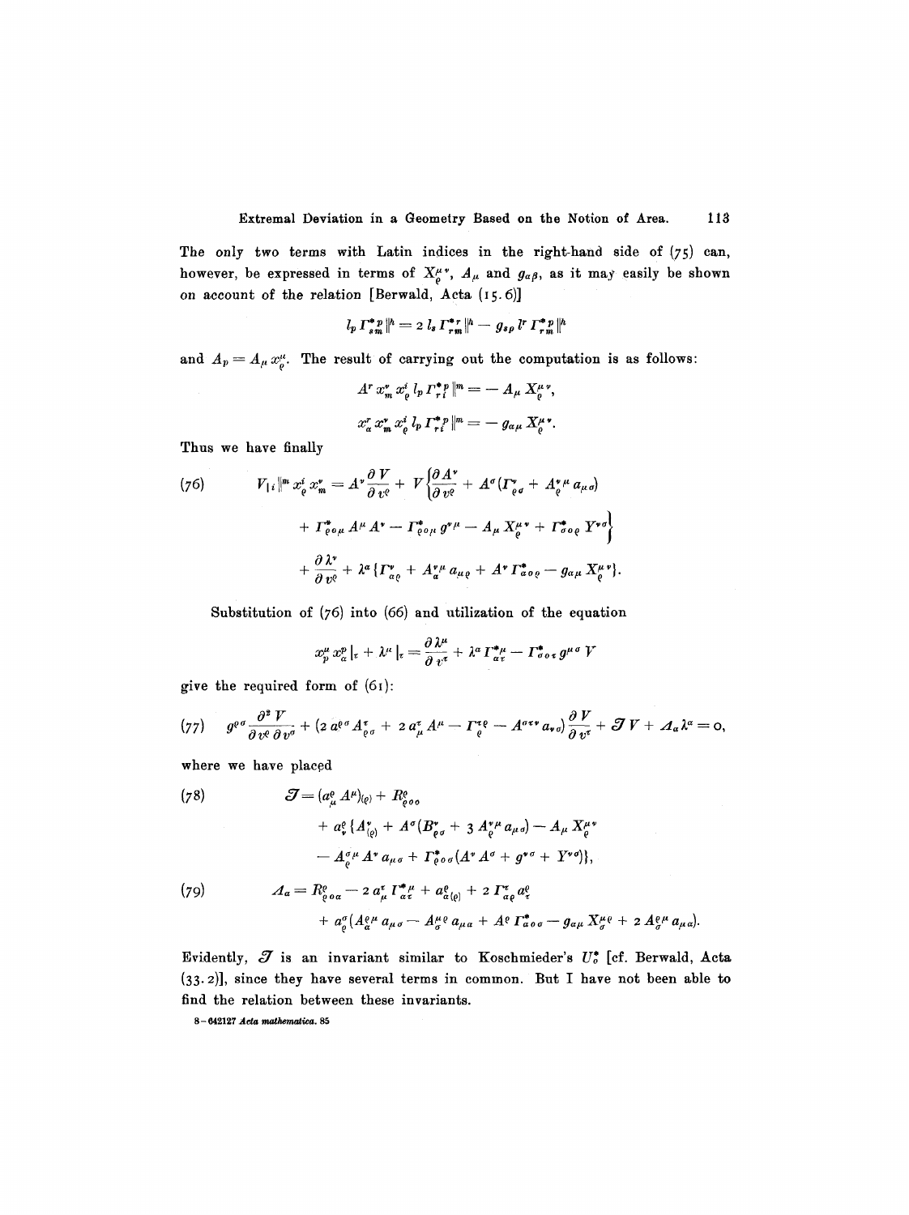The only two terms with Latin indices in the right-hand side of (75) can, however, be expressed in terms of $X^{\mu\nu}_{\varrho}$, $A_\mu$ and $g_{\alpha\beta}$, as it may easily be shown on account of the relation [Berwald, Acta (15.6)]

$$l_p \Gamma^{*p}_{sm}\|^h = 2\, l_s \Gamma^{*r}_{rm}\|^h - g_{sp}\, l^r \Gamma^{*p}_{rm}\|^h$$

and $A_p = A_\mu x^\mu_\varrho$. The result of carrying out the computation is as follows:

$$A^r x^\nu_m x^i_\varrho\, l_p \Gamma^{*p}_{ri}\|^m = - A_\mu X^{\mu\nu}_\varrho,$$

$$x^r_\alpha x^m_m x^i_\varrho\, l_p \Gamma^{*p}_{ri}\|^m = - g_{\alpha\mu} X^{\mu\nu}_\varrho.$$

Thus we have finally

$$(76) \qquad V_{|i}\|^m x^i_\varrho x^\nu_m = A^\nu \frac{\partial V}{\partial v^\varrho} + V \left\{ \frac{\partial A^\nu}{\partial v^\varrho} + A^\sigma (\Gamma^\nu_{\varrho\sigma} + A^{\nu\mu}_\varrho a_{\mu\sigma}) \right.$$
$$\left. + \Gamma^*_{\varrho o \mu} A^\mu A^\nu - \Gamma^*_{\varrho o \mu} g^{\nu\mu} - A_\mu X^{\mu\nu}_\varrho + \Gamma^*_{\sigma o \varrho} Y^{\nu\sigma} \right\}$$
$$+ \frac{\partial \lambda^\nu}{\partial v^\varrho} + \lambda^\alpha \{ \Gamma^\nu_{\alpha\varrho} + A^{\nu\mu}_\alpha a_{\mu\varrho} + A^\nu \Gamma^*_{\alpha o \varrho} - g_{\alpha\mu} X^{\mu\nu}_\varrho \}.$$

Substitution of (76) into (66) and utilization of the equation

$$x^\mu_p x^p_\alpha|_\tau + \lambda^\mu|_\tau = \frac{\partial \lambda^\mu}{\partial v^\tau} + \lambda^\alpha \Gamma^{*\mu}_{\alpha\tau} - \Gamma^*_{\sigma o \tau} g^{\mu\sigma} V$$

give the required form of (61):

$$(77) \qquad g^{\varrho\sigma} \frac{\partial^2 V}{\partial v^\varrho \partial v^\sigma} + (2\, a^{\varrho\sigma} A^\tau_{\varrho\sigma} + 2\, a^\tau_\mu A^\mu - \Gamma^{\tau\varrho}_\varrho - A^{\sigma\tau\nu} a_{\nu\sigma}) \frac{\partial V}{\partial v^\tau} + \mathcal{J} V + \mathcal{A}_\alpha \lambda^\alpha = 0,$$

where we have placed

$$(78) \qquad \mathcal{J} = (a^\varrho_\mu A^\mu)_{(\varrho)} + R^\varrho_{\varrho o o}$$
$$+ a^\varrho_\nu \{ A^\nu_{(\varrho)} + A^\sigma (B^\nu_{\varrho\sigma} + 3\, A^{\nu\mu}_\varrho a_{\mu\sigma}) - A_\mu X^{\mu\nu}_\varrho$$
$$- A^{\sigma\mu}_\varrho A^\nu a_{\mu\sigma} + \Gamma^*_{\varrho o \sigma} (A^\nu A^\sigma + g^{\nu\sigma} + Y^{\nu\sigma}) \},$$

$$(79) \qquad \mathcal{A}_\alpha = R^\varrho_{\varrho o \alpha} - 2\, a^\tau_\mu \Gamma^{*\mu}_{\alpha\tau} + a^\varrho_{\alpha(\varrho)} + 2\, \Gamma^\tau_{\alpha\varrho} a^\varrho_\tau$$
$$+ a^\sigma_\varrho (A^{\varrho\mu}_\alpha a_{\mu\sigma} - A^{\mu\varrho}_\sigma a_{\mu\alpha} + A^\varrho \Gamma^*_{\alpha o \sigma} - g_{\alpha\mu} X^{\mu\varrho}_\sigma + 2\, A^{\varrho\mu}_\sigma a_{\mu\alpha}).$$

Evidently, $\mathcal{J}$ is an invariant similar to Koschmieder's $U^*_o$ [cf. Berwald, Acta (33.2)], since they have several terms in common. But I have not been able to find the relation between these invariants.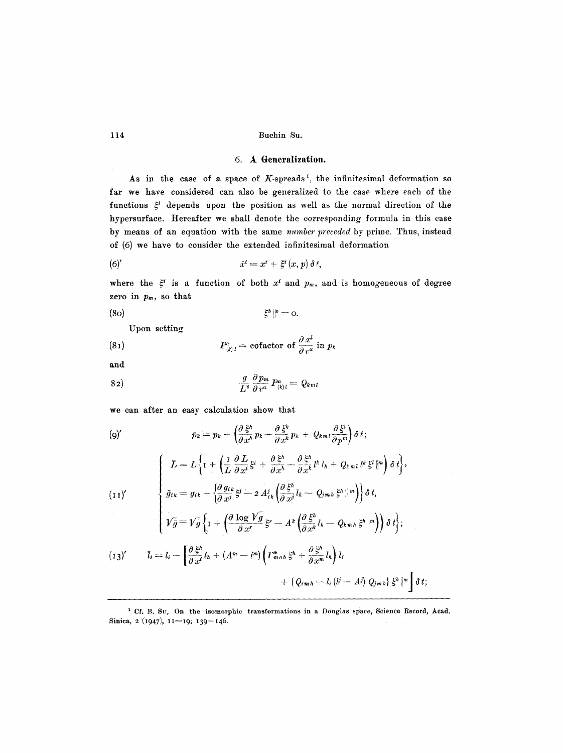## 6. A Generalization.

As in the case of a space of $K$-spreads[1], the infinitesimal deformation so far we have considered can also be generalized to the case where each of the functions $\xi^i$ depends upon the position as well as the normal direction of the hypersurface. Hereafter we shall denote the corresponding formula in this case by means of an equation with the same *number preceded* by prime. Thus, instead of (6) we have to consider the extended infinitesimal deformation

$$\bar{x}^i = x^i + \xi^i(x, p)\,\delta t, \tag{6$'$}$$

where the $\xi^i$ is a function of both $x^i$ and $p_m$, and is homogeneous of degree zero in $p_m$, so that

$$\xi^h \|^p = 0. \tag{80}$$

Upon setting

$$P^{\alpha}_{(k)\,l} = \text{cofactor of } \frac{\partial x^l}{\partial v^\alpha} \text{ in } p_k \tag{81}$$

and

$$\frac{g}{L^2}\frac{\partial p_m}{\partial v^\alpha} P^{\alpha}_{(k)\,l} = Q_{kml} \tag{82}$$

we can after an easy calculation show that

$$\bar{p}_k = p_k + \left(\frac{\partial \xi^h}{\partial x^h} p_k - \frac{\partial \xi^h}{\partial x^k} p_h + Q_{kml}\frac{\partial \xi^l}{\partial p^m}\right)\delta t; \tag{9$'$}$$

$$\left\{\begin{aligned}
\bar{L} &= L\left\{1 + \left(\frac{1}{L}\frac{\partial L}{\partial x^i}\xi^i + \frac{\partial \xi^h}{\partial x^h} - \frac{\partial \xi^h}{\partial x^k} l^k l_h + Q_{kml}\, l^k \xi^l \|^m\right)\delta t\right\},\\
\bar{g}_{ik} &= g_{ik} + \left\{\frac{\partial g_{ik}}{\partial x^j}\xi^j - 2A^j_{ik}\left(\frac{\partial \xi^h}{\partial x^j} l_h - Q_{jmh}\,\xi^h \|^m\right)\right\}\delta t,\\
\sqrt{\bar{g}} &= \sqrt{g}\left\{1 + \left(\frac{\partial \log \sqrt{g}}{\partial x^r}\xi^r - A^k\left(\frac{\partial \xi^h}{\partial x^k} l_h - Q_{kmh}\,\xi^h \|^m\right)\right)\delta t\right\};
\end{aligned}\right. \tag{11$'$}$$

$$\begin{aligned}
\bar{l}_i = l_i - \Bigg[\frac{\partial \xi^h}{\partial x^i} l_h &+ (A^m - l^m)\left(\Gamma^{*}_{moh}\,\xi^h + \frac{\partial \xi^h}{\partial x^m} l_h\right) l_i\\
&+ \left\{Q_{imh} - l_i\,(l^j - A^j)\,Q_{jmh}\right\}\xi^h \|^m\Bigg]\delta t;
\end{aligned} \tag{13$'$}$$

---

[1] Cf. B. Su, On the isomorphic transformations in a Douglas space, Science Record, Acad. Sinica, 2 (1947), 11—19; 139—146.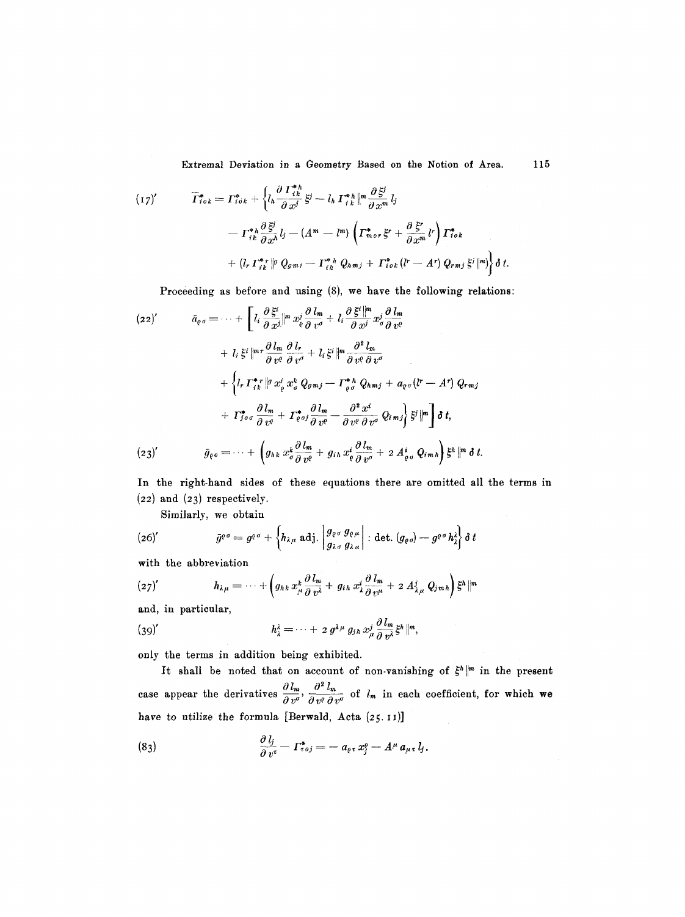$$(17)' \qquad \bar{\Gamma}^*_{i o k} = \Gamma^*_{i o k} + \Big\{ l_h \frac{\partial \Gamma^{*h}_{ik}}{\partial x^j} \xi^j - l_h \Gamma^{*h}_{ik} \|^m \frac{\partial \xi^j}{\partial x^m} l_j$$

$$- \Gamma^{*h}_{ik} \frac{\partial \xi^j}{\partial x^h} l_j - (A^m - l^m) \left( \Gamma^*_{m o r} \xi^r + \frac{\partial \xi^r}{\partial x^m} l^r \right) \Gamma^*_{i o k}$$

$$+ (l_r \Gamma^{*r}_{ik} \|^g Q_{gmi} - \Gamma^{*h}_{ik} Q_{hmj} + \Gamma^*_{i o k} (l^r - A^r) Q_{rmj} \xi^j \|^m) \Big\} \delta t.$$

Proceeding as before and using (8), we have the following relations:

$$(22)' \qquad \bar{a}_{\varrho\sigma} = \cdots + \left[ l_i \frac{\partial \xi^i}{\partial x^j} \|^m x^j_\varrho \frac{\partial l_m}{\partial v^\sigma} + l_i \frac{\partial \xi^i \|^m}{\partial x^j} x^j_\sigma \frac{\partial l_m}{\partial v^\varrho} \right.$$

$$+ l_i \xi^i \|^{mr} \frac{\partial l_m}{\partial v^\varrho} \frac{\partial l_r}{\partial v^\sigma} + l_i \xi^i \|^m \frac{\partial^2 l_m}{\partial v^\varrho \partial v^\sigma}$$

$$+ \Big\{ l_r \Gamma^{*r}_{ik} \|^g x^i_\varrho x^k_\sigma Q_{gmj} - \Gamma^{*h}_{\varrho\sigma} Q_{hmj} + a_{\varrho\sigma} (l^r - A^r) Q_{rmj}$$

$$\left. + \Gamma^*_{j o \sigma} \frac{\partial l_m}{\partial v^\varrho} + \Gamma^*_{\varrho o j} \frac{\partial l_m}{\partial v^\varrho} - \frac{\partial^2 x^i}{\partial v^\varrho \partial v^\sigma} Q_{imj} \Big\} \xi^j \|^m \right] \delta t,$$

$$(23)' \qquad \bar{g}_{\varrho\sigma} = \cdots + \left( g_{hk} x^k_\sigma \frac{\partial l_m}{\partial v^\varrho} + g_{ih} x^i_\varrho \frac{\partial l_m}{\partial v^\sigma} + 2 A^i_{\varrho\sigma} Q_{imh} \right) \xi^h \|^m \delta t.$$

In the right-hand sides of these equations there are omitted all the terms in (22) and (23) respectively.

Similarly, we obtain

$$(26)' \qquad \bar{g}^{\varrho\sigma} = g^{\varrho\sigma} + \left\{ h_{\lambda\mu} \operatorname{adj.} \begin{vmatrix} g_{\varrho\sigma} & g_{\varrho\mu} \\ g_{\lambda\sigma} & g_{\lambda\mu} \end{vmatrix} : \det. (g_{\varrho\sigma}) - g^{\varrho\sigma} h^\lambda_\lambda \right\} \delta t$$

with the abbreviation

$$(27)' \qquad h_{\lambda\mu} = \cdots + \left( g_{hk} x^k_\mu \frac{\partial l_m}{\partial v^\lambda} + g_{ih} x^i_\lambda \frac{\partial l_m}{\partial v^\mu} + 2 A^j_{\lambda\mu} Q_{jmh} \right) \xi^h \|^m$$

and, in particular,

$$(39)' \qquad h^\lambda_\lambda = \cdots + 2 g^{\lambda\mu} g_{jh} x^j_\mu \frac{\partial l_m}{\partial v^\lambda} \xi^h \|^m,$$

only the terms in addition being exhibited.

It shall be noted that on account of non-vanishing of $\xi^h \|^m$ in the present case appear the derivatives $\frac{\partial l_m}{\partial v^\sigma}, \frac{\partial^2 l_m}{\partial v^\varrho \partial v^\sigma}$ of $l_m$ in each coefficient, for which we have to utilize the formula [Berwald, Acta (25. 11)]

$$(83) \qquad \frac{\partial l_j}{\partial v^\tau} - \Gamma^*_{\tau o j} = - a_{\varrho\tau} x^\varrho_j - A^\mu a_{\mu\tau} l_j.$$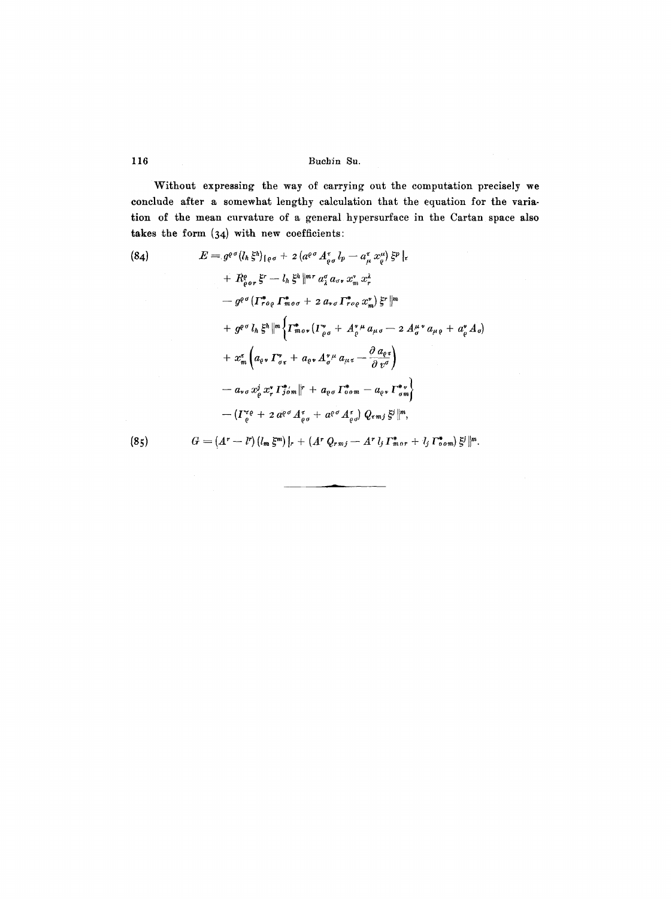Without expressing the way of carrying out the computation precisely we conclude after a somewhat lengthy calculation that the equation for the variation of the mean curvature of a general hypersurface in the Cartan space also takes the form (34) with new coefficients:

$$
\begin{aligned}
(84) \qquad E = {} & g^{\varrho\sigma}(l_h \xi^h)_{|\varrho\sigma} + 2\left(a^{\varrho\sigma} A^{\tau}_{\varrho\sigma} l_p - a^{\tau}_{\mu} x^{\mu}_{\varrho}\right) \xi^p |_{\tau} \\
& + R^{\varrho}_{\varrho\sigma r} \xi^r - l_h \xi^h \|^{mr} a^{\sigma}_{\lambda} a_{\sigma\nu} x^{\nu}_{m} x^{\lambda}_{r} \\
& - g^{\varrho\sigma}\left(\Gamma^{*}_{r o \varrho} \Gamma^{*}_{m o \sigma} + 2\, a_{\nu\sigma} \Gamma^{*}_{r o \varrho} x^{\nu}_{m}\right) \xi^r \|^{m} \\
& + g^{\varrho\sigma} l_h \xi^h \|^{m} \Big\{ \Gamma^{*}_{m o \nu}\left(\Gamma^{\nu}_{\varrho\sigma} + A^{\nu\mu}_{\varrho} a_{\mu\sigma} - 2 A^{\mu\nu}_{\sigma} a_{\mu\varrho} + a^{\nu}_{\varrho} A_{\sigma}\right) \\
& + x^{\tau}_{m}\left(a_{\varrho\nu} \Gamma^{\nu}_{\sigma\tau} + a_{\varrho\nu} A^{\nu\mu}_{\sigma} a_{\mu\tau} - \frac{\partial a_{\varrho\tau}}{\partial v^{\sigma}}\right) \\
& - a_{\nu\sigma} x^{j}_{\varrho} x^{\nu}_{r} \Gamma^{*}_{j o m} \|^{r} + a_{\varrho\sigma} \Gamma^{*}_{o o m} - a_{\varrho\nu} \Gamma^{*\nu}_{\sigma m} \Big\} \\
& - \left(\Gamma^{\tau\varrho}_{\varrho} + 2\, a^{\varrho\sigma} A^{\tau}_{\varrho\sigma} + a^{\varrho\sigma} A^{\tau}_{\varrho\sigma}\right) Q_{\tau m j} \xi^{j} \|^{m},
\end{aligned}
$$

$$
(85) \qquad G = (A^r - l^r)(l_m \xi^m)|_r + \left(A^r Q_{rmj} - A^r l_j \Gamma^{*}_{m o r} + l_j \Gamma^{*}_{o o m}\right) \xi^j \|^{m}.
$$